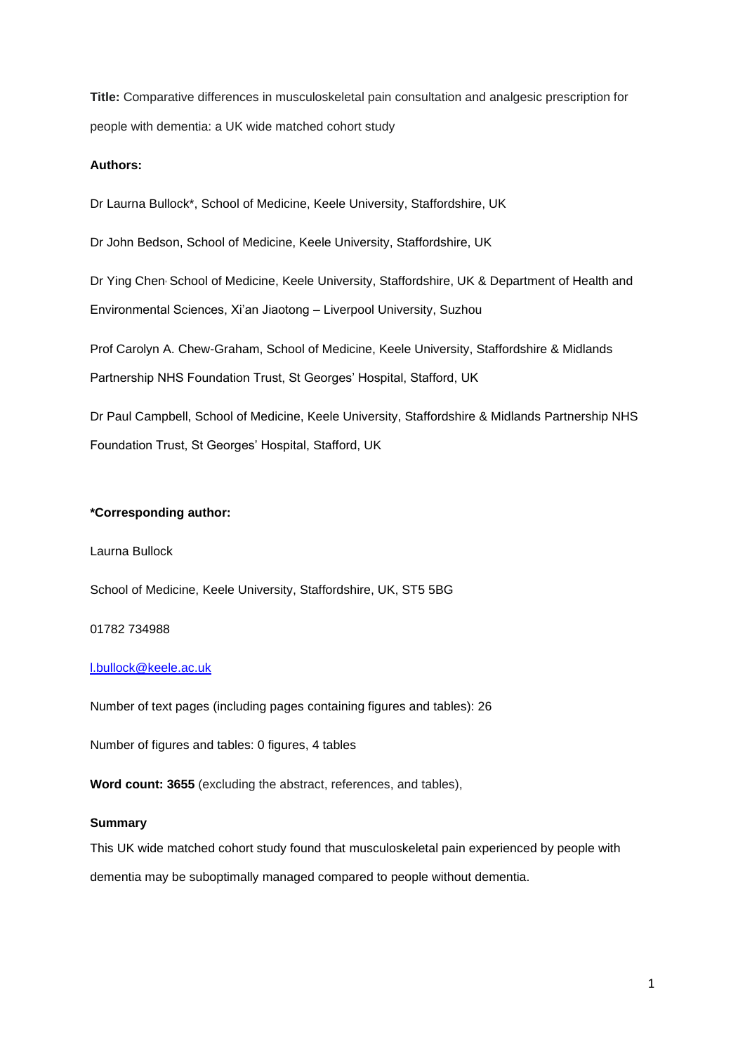**Title:** Comparative differences in musculoskeletal pain consultation and analgesic prescription for people with dementia: a UK wide matched cohort study

**Authors:**

Dr Laurna Bullock*, School of Medicine, Keele University, Staffordshire, UK

Dr John Bedson, School of Medicine, Keele University, Staffordshire, UK

Dr Ying Chen, School of Medicine, Keele University, Staffordshire, UK & Department of Health and Environmental Sciences, Xi'an Jiaotong – Liverpool University, Suzhou

Prof Carolyn A. Chew-Graham, School of Medicine, Keele University, Staffordshire & Midlands Partnership NHS Foundation Trust, St Georges' Hospital, Stafford, UK

Dr Paul Campbell, School of Medicine, Keele University, Staffordshire & Midlands Partnership NHS Foundation Trust, St Georges' Hospital, Stafford, UK

**\*Corresponding author:**

Laurna Bullock

School of Medicine, Keele University, Staffordshire, UK, ST5 5BG

01782 734988

l.bullock@keele.ac.uk

Number of text pages (including pages containing figures and tables): 26

Number of figures and tables: 0 figures, 4 tables

**Word count: 3655** (excluding the abstract, references, and tables),

**Summary**

This UK wide matched cohort study found that musculoskeletal pain experienced by people with dementia may be suboptimally managed compared to people without dementia.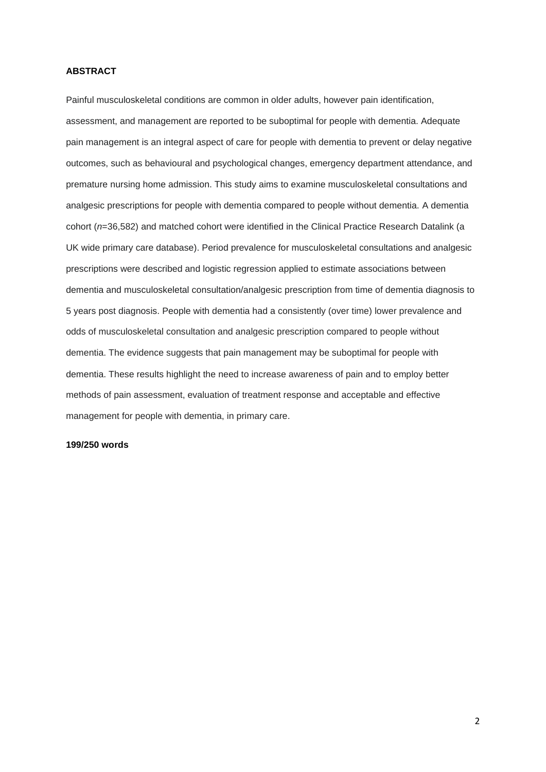**ABSTRACT**

Painful musculoskeletal conditions are common in older adults, however pain identification, assessment, and management are reported to be suboptimal for people with dementia. Adequate pain management is an integral aspect of care for people with dementia to prevent or delay negative outcomes, such as behavioural and psychological changes, emergency department attendance, and premature nursing home admission. This study aims to examine musculoskeletal consultations and analgesic prescriptions for people with dementia compared to people without dementia. A dementia cohort (*n*=36,582) and matched cohort were identified in the Clinical Practice Research Datalink (a UK wide primary care database). Period prevalence for musculoskeletal consultations and analgesic prescriptions were described and logistic regression applied to estimate associations between dementia and musculoskeletal consultation/analgesic prescription from time of dementia diagnosis to 5 years post diagnosis. People with dementia had a consistently (over time) lower prevalence and odds of musculoskeletal consultation and analgesic prescription compared to people without dementia. The evidence suggests that pain management may be suboptimal for people with dementia. These results highlight the need to increase awareness of pain and to employ better methods of pain assessment, evaluation of treatment response and acceptable and effective management for people with dementia, in primary care.

**199/250 words**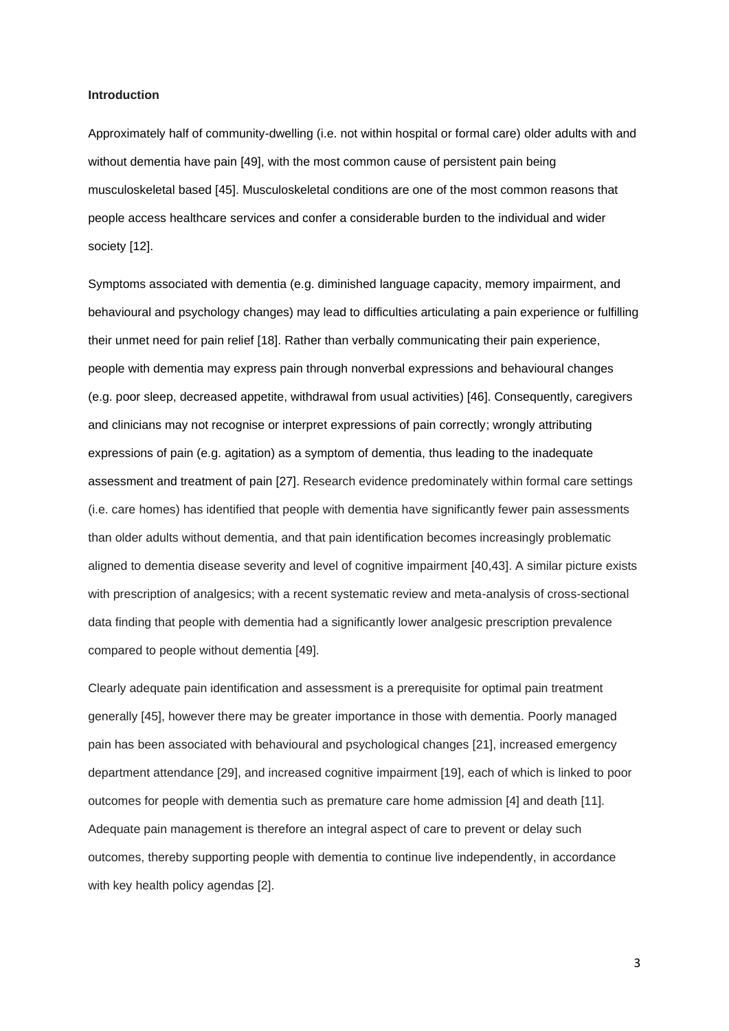**Introduction**

Approximately half of community-dwelling (i.e. not within hospital or formal care) older adults with and without dementia have pain [49], with the most common cause of persistent pain being musculoskeletal based [45]. Musculoskeletal conditions are one of the most common reasons that people access healthcare services and confer a considerable burden to the individual and wider society [12].

Symptoms associated with dementia (e.g. diminished language capacity, memory impairment, and behavioural and psychology changes) may lead to difficulties articulating a pain experience or fulfilling their unmet need for pain relief [18]. Rather than verbally communicating their pain experience, people with dementia may express pain through nonverbal expressions and behavioural changes (e.g. poor sleep, decreased appetite, withdrawal from usual activities) [46]. Consequently, caregivers and clinicians may not recognise or interpret expressions of pain correctly; wrongly attributing expressions of pain (e.g. agitation) as a symptom of dementia, thus leading to the inadequate assessment and treatment of pain [27]. Research evidence predominately within formal care settings (i.e. care homes) has identified that people with dementia have significantly fewer pain assessments than older adults without dementia, and that pain identification becomes increasingly problematic aligned to dementia disease severity and level of cognitive impairment [40,43]. A similar picture exists with prescription of analgesics; with a recent systematic review and meta-analysis of cross-sectional data finding that people with dementia had a significantly lower analgesic prescription prevalence compared to people without dementia [49].

Clearly adequate pain identification and assessment is a prerequisite for optimal pain treatment generally [45], however there may be greater importance in those with dementia. Poorly managed pain has been associated with behavioural and psychological changes [21], increased emergency department attendance [29], and increased cognitive impairment [19], each of which is linked to poor outcomes for people with dementia such as premature care home admission [4] and death [11]. Adequate pain management is therefore an integral aspect of care to prevent or delay such outcomes, thereby supporting people with dementia to continue live independently, in accordance with key health policy agendas [2].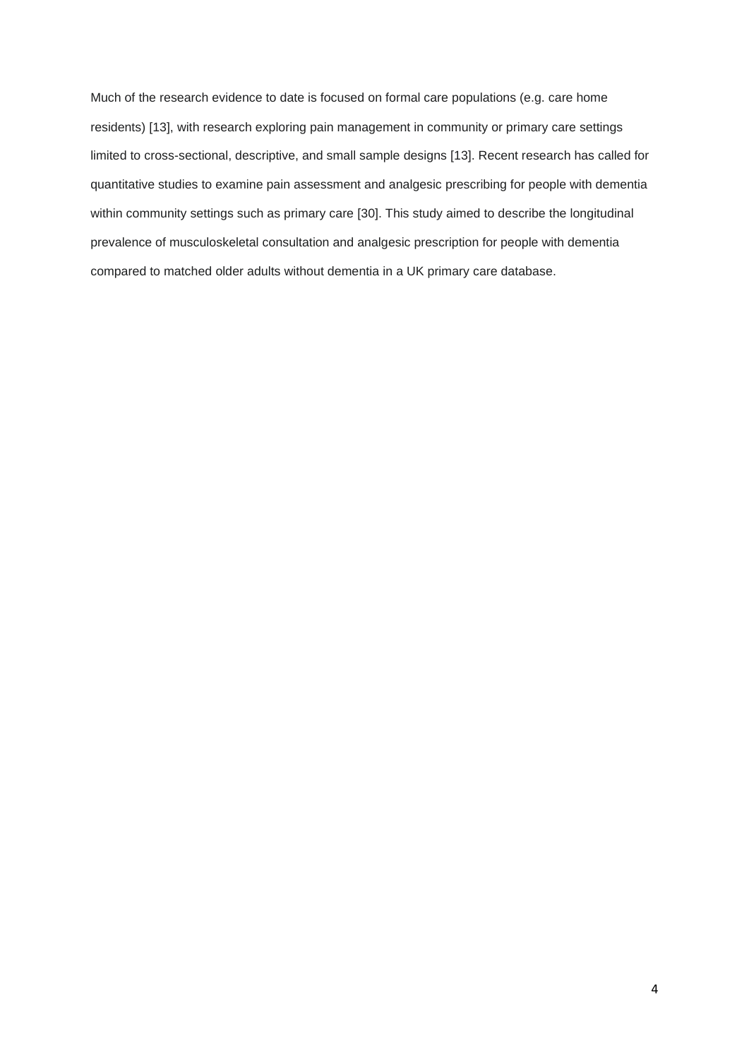Much of the research evidence to date is focused on formal care populations (e.g. care home residents) [13], with research exploring pain management in community or primary care settings limited to cross-sectional, descriptive, and small sample designs [13]. Recent research has called for quantitative studies to examine pain assessment and analgesic prescribing for people with dementia within community settings such as primary care [30]. This study aimed to describe the longitudinal prevalence of musculoskeletal consultation and analgesic prescription for people with dementia compared to matched older adults without dementia in a UK primary care database.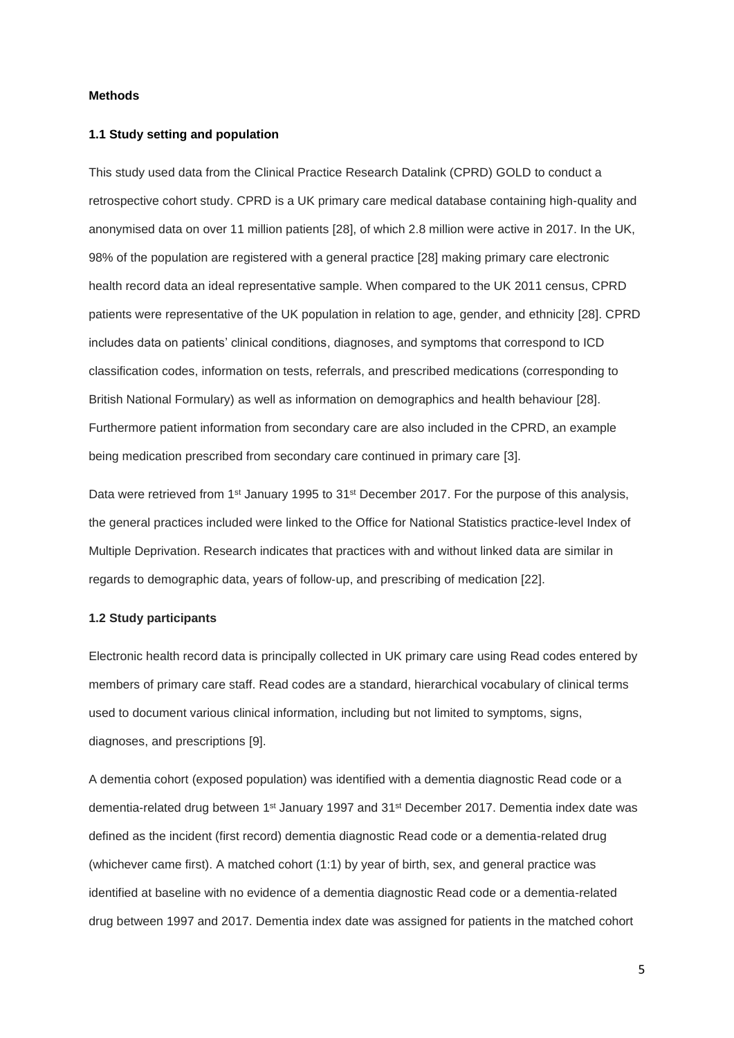**Methods**

**1.1 Study setting and population**

This study used data from the Clinical Practice Research Datalink (CPRD) GOLD to conduct a retrospective cohort study. CPRD is a UK primary care medical database containing high-quality and anonymised data on over 11 million patients [28], of which 2.8 million were active in 2017. In the UK, 98% of the population are registered with a general practice [28] making primary care electronic health record data an ideal representative sample. When compared to the UK 2011 census, CPRD patients were representative of the UK population in relation to age, gender, and ethnicity [28]. CPRD includes data on patients' clinical conditions, diagnoses, and symptoms that correspond to ICD classification codes, information on tests, referrals, and prescribed medications (corresponding to British National Formulary) as well as information on demographics and health behaviour [28]. Furthermore patient information from secondary care are also included in the CPRD, an example being medication prescribed from secondary care continued in primary care [3].

Data were retrieved from 1st January 1995 to 31st December 2017. For the purpose of this analysis, the general practices included were linked to the Office for National Statistics practice-level Index of Multiple Deprivation. Research indicates that practices with and without linked data are similar in regards to demographic data, years of follow-up, and prescribing of medication [22].

**1.2 Study participants**

Electronic health record data is principally collected in UK primary care using Read codes entered by members of primary care staff. Read codes are a standard, hierarchical vocabulary of clinical terms used to document various clinical information, including but not limited to symptoms, signs, diagnoses, and prescriptions [9].

A dementia cohort (exposed population) was identified with a dementia diagnostic Read code or a dementia-related drug between 1st January 1997 and 31st December 2017. Dementia index date was defined as the incident (first record) dementia diagnostic Read code or a dementia-related drug (whichever came first). A matched cohort (1:1) by year of birth, sex, and general practice was identified at baseline with no evidence of a dementia diagnostic Read code or a dementia-related drug between 1997 and 2017. Dementia index date was assigned for patients in the matched cohort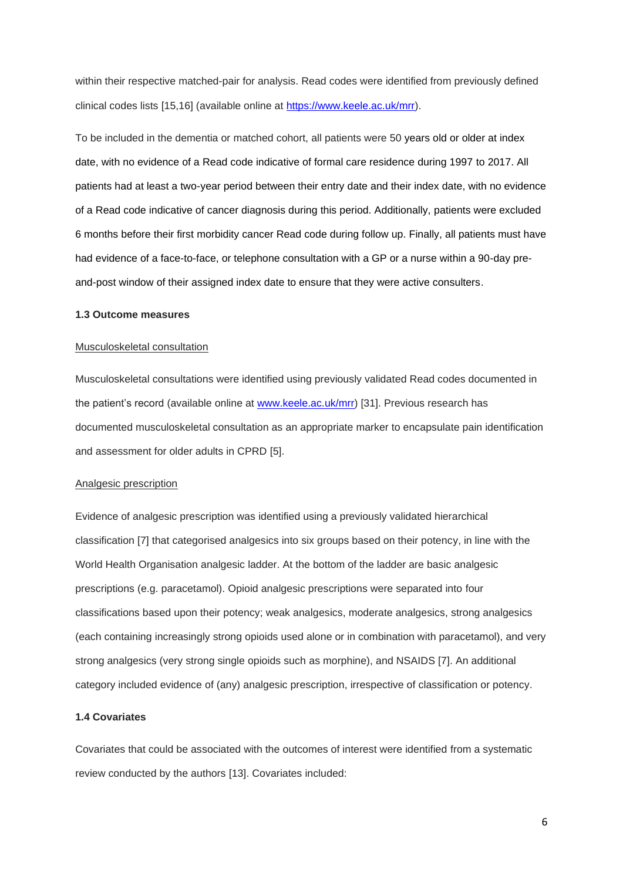within their respective matched-pair for analysis. Read codes were identified from previously defined clinical codes lists [15,16] (available online at https://www.keele.ac.uk/mrr).

To be included in the dementia or matched cohort, all patients were 50 years old or older at index date, with no evidence of a Read code indicative of formal care residence during 1997 to 2017. All patients had at least a two-year period between their entry date and their index date, with no evidence of a Read code indicative of cancer diagnosis during this period. Additionally, patients were excluded 6 months before their first morbidity cancer Read code during follow up. Finally, all patients must have had evidence of a face-to-face, or telephone consultation with a GP or a nurse within a 90-day pre-and-post window of their assigned index date to ensure that they were active consulters.

### 1.3 Outcome measures

Musculoskeletal consultation

Musculoskeletal consultations were identified using previously validated Read codes documented in the patient's record (available online at www.keele.ac.uk/mrr) [31]. Previous research has documented musculoskeletal consultation as an appropriate marker to encapsulate pain identification and assessment for older adults in CPRD [5].

Analgesic prescription

Evidence of analgesic prescription was identified using a previously validated hierarchical classification [7] that categorised analgesics into six groups based on their potency, in line with the World Health Organisation analgesic ladder. At the bottom of the ladder are basic analgesic prescriptions (e.g. paracetamol). Opioid analgesic prescriptions were separated into four classifications based upon their potency; weak analgesics, moderate analgesics, strong analgesics (each containing increasingly strong opioids used alone or in combination with paracetamol), and very strong analgesics (very strong single opioids such as morphine), and NSAIDS [7]. An additional category included evidence of (any) analgesic prescription, irrespective of classification or potency.

### 1.4 Covariates

Covariates that could be associated with the outcomes of interest were identified from a systematic review conducted by the authors [13]. Covariates included: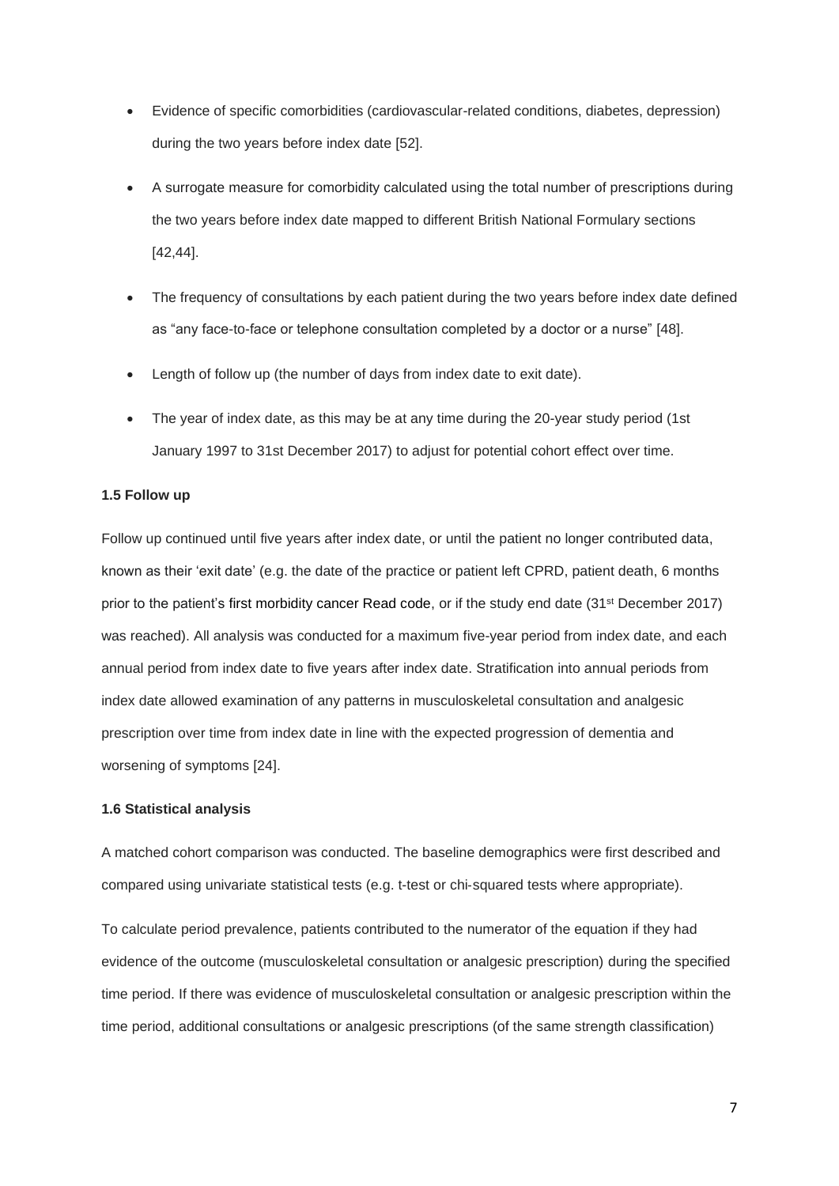- Evidence of specific comorbidities (cardiovascular-related conditions, diabetes, depression) during the two years before index date [52].
- A surrogate measure for comorbidity calculated using the total number of prescriptions during the two years before index date mapped to different British National Formulary sections [42,44].
- The frequency of consultations by each patient during the two years before index date defined as "any face-to-face or telephone consultation completed by a doctor or a nurse" [48].
- Length of follow up (the number of days from index date to exit date).
- The year of index date, as this may be at any time during the 20-year study period (1st January 1997 to 31st December 2017) to adjust for potential cohort effect over time.

**1.5 Follow up**

Follow up continued until five years after index date, or until the patient no longer contributed data, known as their 'exit date' (e.g. the date of the practice or patient left CPRD, patient death, 6 months prior to the patient's first morbidity cancer Read code, or if the study end date (31st December 2017) was reached). All analysis was conducted for a maximum five-year period from index date, and each annual period from index date to five years after index date. Stratification into annual periods from index date allowed examination of any patterns in musculoskeletal consultation and analgesic prescription over time from index date in line with the expected progression of dementia and worsening of symptoms [24].

**1.6 Statistical analysis**

A matched cohort comparison was conducted. The baseline demographics were first described and compared using univariate statistical tests (e.g. t-test or chi-squared tests where appropriate).

To calculate period prevalence, patients contributed to the numerator of the equation if they had evidence of the outcome (musculoskeletal consultation or analgesic prescription) during the specified time period. If there was evidence of musculoskeletal consultation or analgesic prescription within the time period, additional consultations or analgesic prescriptions (of the same strength classification)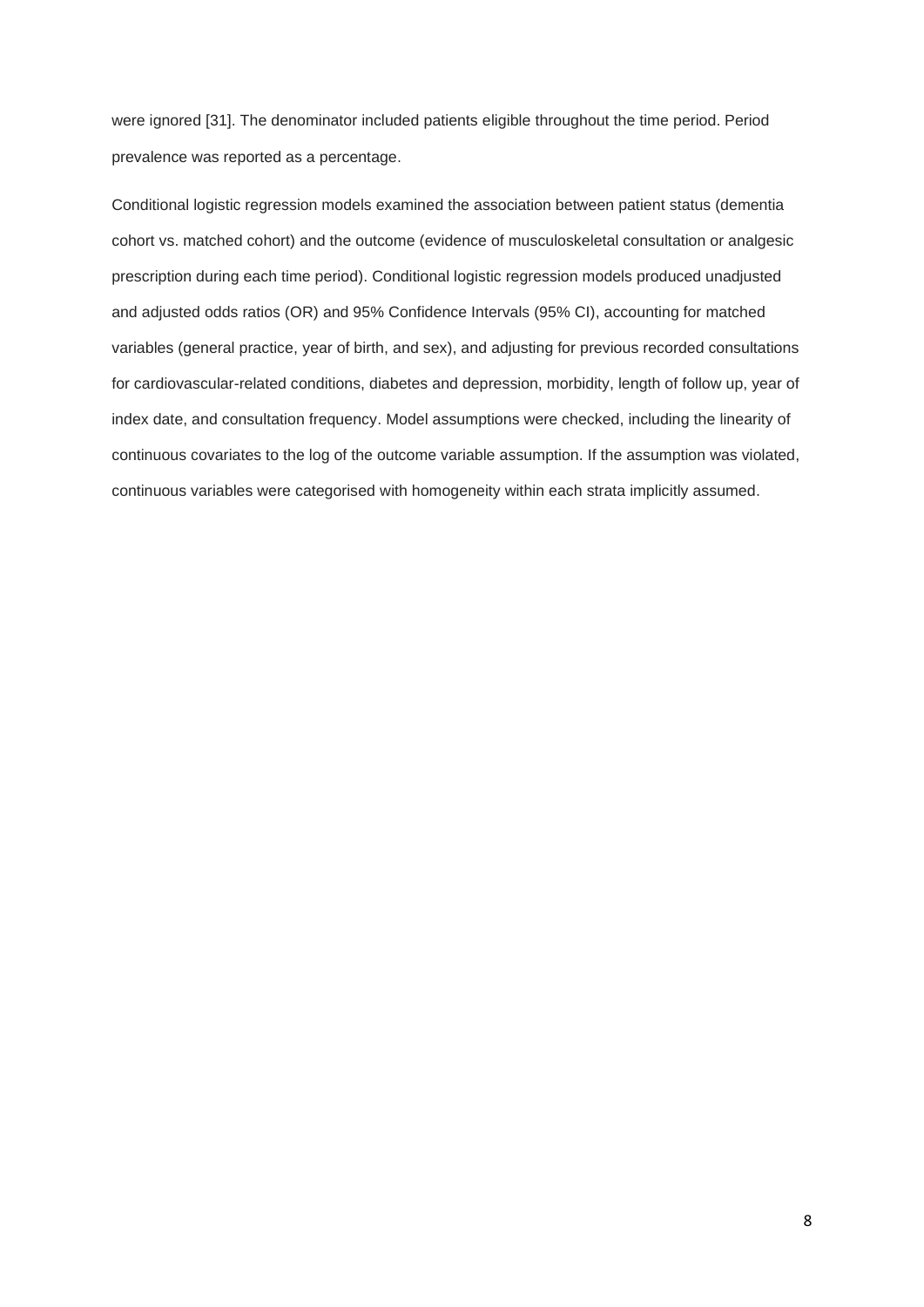were ignored [31]. The denominator included patients eligible throughout the time period. Period prevalence was reported as a percentage.

Conditional logistic regression models examined the association between patient status (dementia cohort vs. matched cohort) and the outcome (evidence of musculoskeletal consultation or analgesic prescription during each time period). Conditional logistic regression models produced unadjusted and adjusted odds ratios (OR) and 95% Confidence Intervals (95% CI), accounting for matched variables (general practice, year of birth, and sex), and adjusting for previous recorded consultations for cardiovascular-related conditions, diabetes and depression, morbidity, length of follow up, year of index date, and consultation frequency. Model assumptions were checked, including the linearity of continuous covariates to the log of the outcome variable assumption. If the assumption was violated, continuous variables were categorised with homogeneity within each strata implicitly assumed.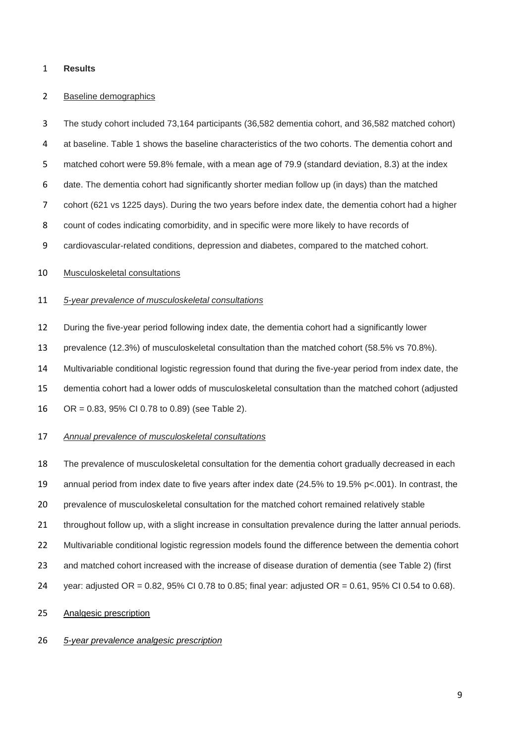**Results**

Baseline demographics

The study cohort included 73,164 participants (36,582 dementia cohort, and 36,582 matched cohort) at baseline. Table 1 shows the baseline characteristics of the two cohorts. The dementia cohort and matched cohort were 59.8% female, with a mean age of 79.9 (standard deviation, 8.3) at the index date. The dementia cohort had significantly shorter median follow up (in days) than the matched cohort (621 vs 1225 days). During the two years before index date, the dementia cohort had a higher count of codes indicating comorbidity, and in specific were more likely to have records of cardiovascular-related conditions, depression and diabetes, compared to the matched cohort.

Musculoskeletal consultations

*5-year prevalence of musculoskeletal consultations*

During the five-year period following index date, the dementia cohort had a significantly lower prevalence (12.3%) of musculoskeletal consultation than the matched cohort (58.5% vs 70.8%). Multivariable conditional logistic regression found that during the five-year period from index date, the dementia cohort had a lower odds of musculoskeletal consultation than the matched cohort (adjusted OR = 0.83, 95% CI 0.78 to 0.89) (see Table 2).

*Annual prevalence of musculoskeletal consultations*

The prevalence of musculoskeletal consultation for the dementia cohort gradually decreased in each annual period from index date to five years after index date (24.5% to 19.5% p<.001). In contrast, the prevalence of musculoskeletal consultation for the matched cohort remained relatively stable throughout follow up, with a slight increase in consultation prevalence during the latter annual periods. Multivariable conditional logistic regression models found the difference between the dementia cohort and matched cohort increased with the increase of disease duration of dementia (see Table 2) (first year: adjusted OR = 0.82, 95% CI 0.78 to 0.85; final year: adjusted OR = 0.61, 95% CI 0.54 to 0.68).

Analgesic prescription

*5-year prevalence analgesic prescription*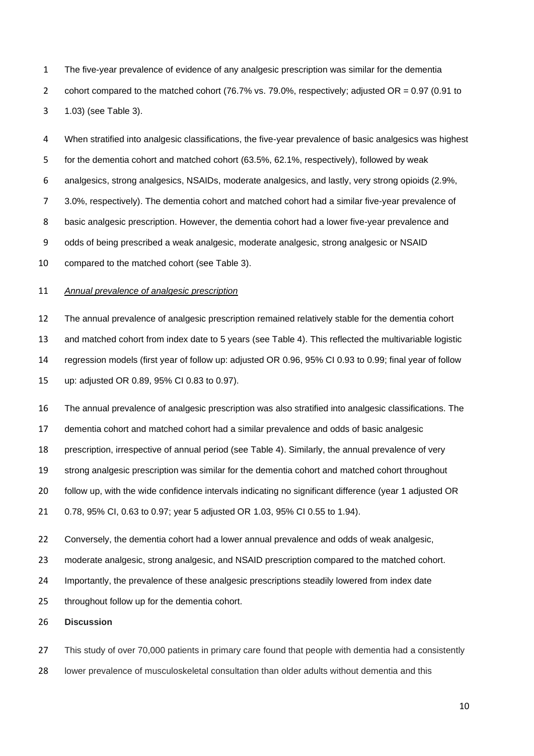The five-year prevalence of evidence of any analgesic prescription was similar for the dementia cohort compared to the matched cohort (76.7% vs. 79.0%, respectively; adjusted OR = 0.97 (0.91 to 1.03) (see Table 3).

When stratified into analgesic classifications, the five-year prevalence of basic analgesics was highest for the dementia cohort and matched cohort (63.5%, 62.1%, respectively), followed by weak analgesics, strong analgesics, NSAIDs, moderate analgesics, and lastly, very strong opioids (2.9%, 3.0%, respectively). The dementia cohort and matched cohort had a similar five-year prevalence of basic analgesic prescription. However, the dementia cohort had a lower five-year prevalence and odds of being prescribed a weak analgesic, moderate analgesic, strong analgesic or NSAID compared to the matched cohort (see Table 3).

*Annual prevalence of analgesic prescription*

The annual prevalence of analgesic prescription remained relatively stable for the dementia cohort and matched cohort from index date to 5 years (see Table 4). This reflected the multivariable logistic regression models (first year of follow up: adjusted OR 0.96, 95% CI 0.93 to 0.99; final year of follow up: adjusted OR 0.89, 95% CI 0.83 to 0.97).

The annual prevalence of analgesic prescription was also stratified into analgesic classifications. The dementia cohort and matched cohort had a similar prevalence and odds of basic analgesic prescription, irrespective of annual period (see Table 4). Similarly, the annual prevalence of very strong analgesic prescription was similar for the dementia cohort and matched cohort throughout follow up, with the wide confidence intervals indicating no significant difference (year 1 adjusted OR 0.78, 95% CI, 0.63 to 0.97; year 5 adjusted OR 1.03, 95% CI 0.55 to 1.94).

Conversely, the dementia cohort had a lower annual prevalence and odds of weak analgesic, moderate analgesic, strong analgesic, and NSAID prescription compared to the matched cohort. Importantly, the prevalence of these analgesic prescriptions steadily lowered from index date throughout follow up for the dementia cohort.

**Discussion**

This study of over 70,000 patients in primary care found that people with dementia had a consistently lower prevalence of musculoskeletal consultation than older adults without dementia and this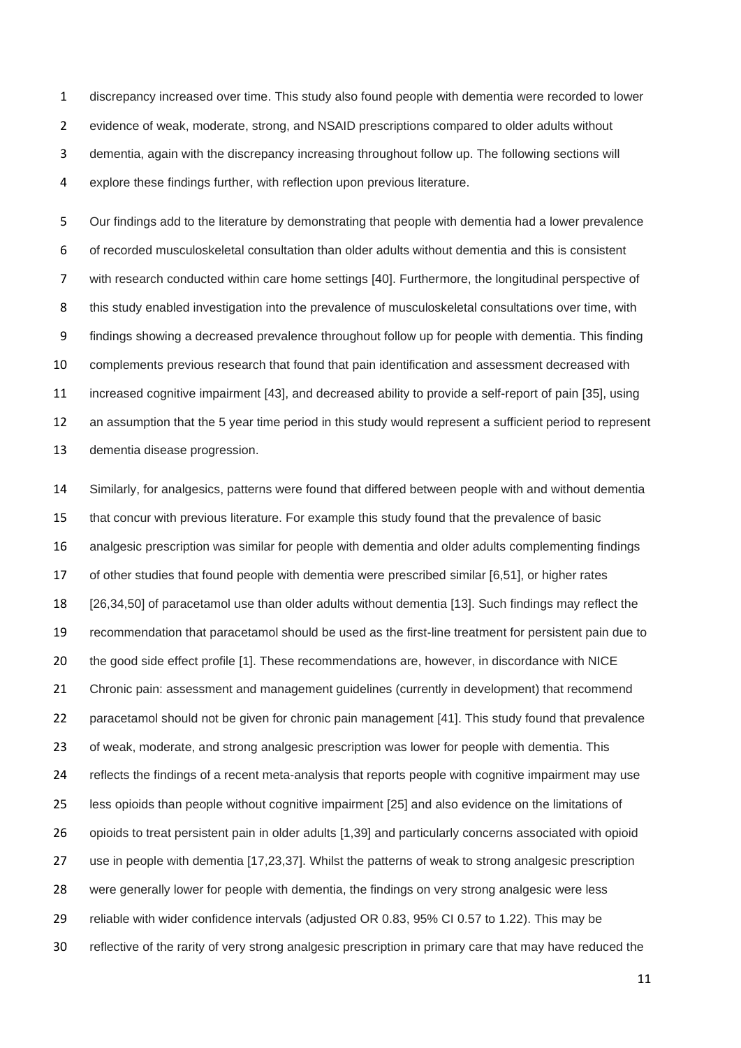discrepancy increased over time. This study also found people with dementia were recorded to lower evidence of weak, moderate, strong, and NSAID prescriptions compared to older adults without dementia, again with the discrepancy increasing throughout follow up. The following sections will explore these findings further, with reflection upon previous literature.

Our findings add to the literature by demonstrating that people with dementia had a lower prevalence of recorded musculoskeletal consultation than older adults without dementia and this is consistent with research conducted within care home settings [40]. Furthermore, the longitudinal perspective of this study enabled investigation into the prevalence of musculoskeletal consultations over time, with findings showing a decreased prevalence throughout follow up for people with dementia. This finding complements previous research that found that pain identification and assessment decreased with increased cognitive impairment [43], and decreased ability to provide a self-report of pain [35], using an assumption that the 5 year time period in this study would represent a sufficient period to represent dementia disease progression.

Similarly, for analgesics, patterns were found that differed between people with and without dementia that concur with previous literature. For example this study found that the prevalence of basic analgesic prescription was similar for people with dementia and older adults complementing findings of other studies that found people with dementia were prescribed similar [6,51], or higher rates [26,34,50] of paracetamol use than older adults without dementia [13]. Such findings may reflect the recommendation that paracetamol should be used as the first-line treatment for persistent pain due to the good side effect profile [1]. These recommendations are, however, in discordance with NICE Chronic pain: assessment and management guidelines (currently in development) that recommend paracetamol should not be given for chronic pain management [41]. This study found that prevalence of weak, moderate, and strong analgesic prescription was lower for people with dementia. This reflects the findings of a recent meta-analysis that reports people with cognitive impairment may use less opioids than people without cognitive impairment [25] and also evidence on the limitations of opioids to treat persistent pain in older adults [1,39] and particularly concerns associated with opioid use in people with dementia [17,23,37]. Whilst the patterns of weak to strong analgesic prescription were generally lower for people with dementia, the findings on very strong analgesic were less reliable with wider confidence intervals (adjusted OR 0.83, 95% CI 0.57 to 1.22). This may be reflective of the rarity of very strong analgesic prescription in primary care that may have reduced the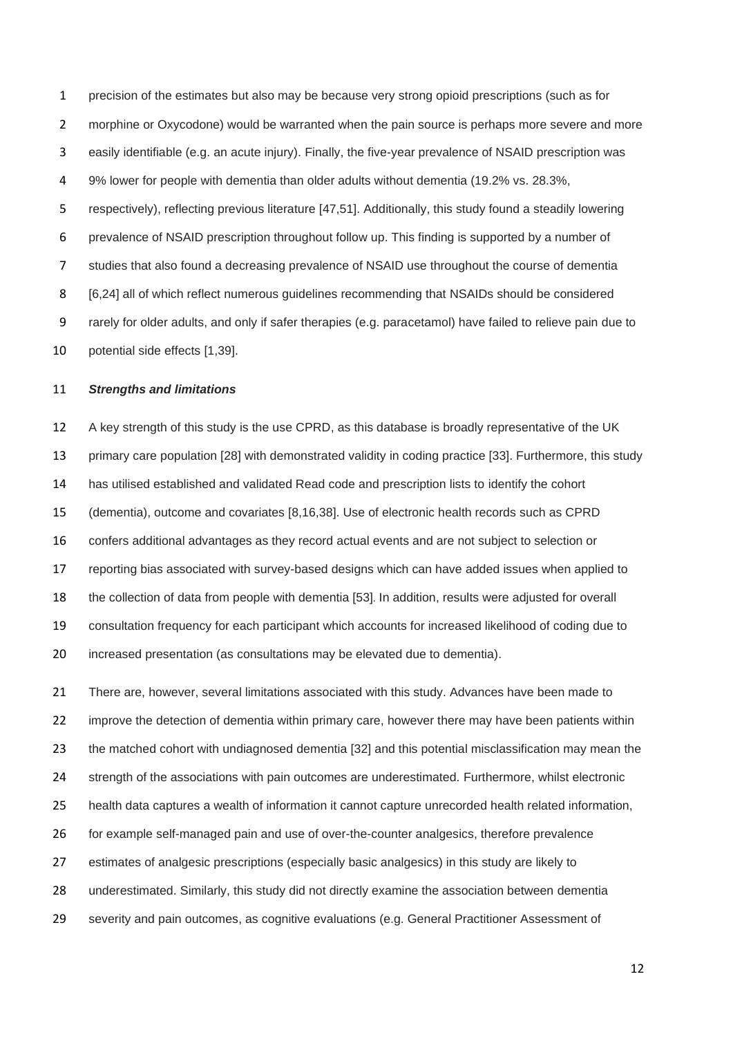precision of the estimates but also may be because very strong opioid prescriptions (such as for morphine or Oxycodone) would be warranted when the pain source is perhaps more severe and more easily identifiable (e.g. an acute injury). Finally, the five-year prevalence of NSAID prescription was 9% lower for people with dementia than older adults without dementia (19.2% vs. 28.3%, respectively), reflecting previous literature [47,51]. Additionally, this study found a steadily lowering prevalence of NSAID prescription throughout follow up. This finding is supported by a number of studies that also found a decreasing prevalence of NSAID use throughout the course of dementia [6,24] all of which reflect numerous guidelines recommending that NSAIDs should be considered rarely for older adults, and only if safer therapies (e.g. paracetamol) have failed to relieve pain due to potential side effects [1,39].

***Strengths and limitations***

A key strength of this study is the use CPRD, as this database is broadly representative of the UK primary care population [28] with demonstrated validity in coding practice [33]. Furthermore, this study has utilised established and validated Read code and prescription lists to identify the cohort (dementia), outcome and covariates [8,16,38]. Use of electronic health records such as CPRD confers additional advantages as they record actual events and are not subject to selection or reporting bias associated with survey-based designs which can have added issues when applied to the collection of data from people with dementia [53]. In addition, results were adjusted for overall consultation frequency for each participant which accounts for increased likelihood of coding due to increased presentation (as consultations may be elevated due to dementia).

There are, however, several limitations associated with this study. Advances have been made to improve the detection of dementia within primary care, however there may have been patients within the matched cohort with undiagnosed dementia [32] and this potential misclassification may mean the strength of the associations with pain outcomes are underestimated. Furthermore, whilst electronic health data captures a wealth of information it cannot capture unrecorded health related information, for example self-managed pain and use of over-the-counter analgesics, therefore prevalence estimates of analgesic prescriptions (especially basic analgesics) in this study are likely to underestimated. Similarly, this study did not directly examine the association between dementia severity and pain outcomes, as cognitive evaluations (e.g. General Practitioner Assessment of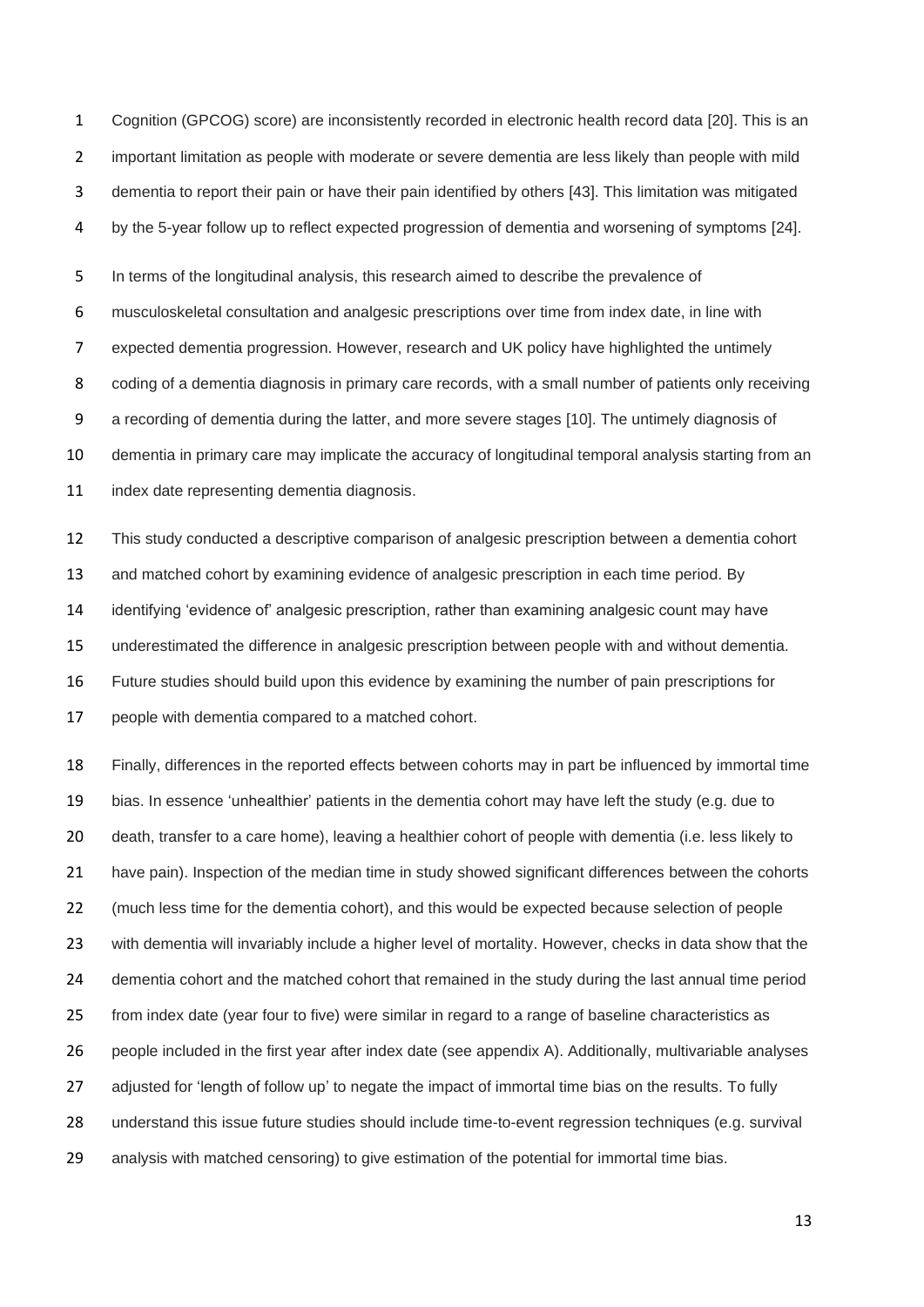Cognition (GPCOG) score) are inconsistently recorded in electronic health record data [20]. This is an important limitation as people with moderate or severe dementia are less likely than people with mild dementia to report their pain or have their pain identified by others [43]. This limitation was mitigated by the 5-year follow up to reflect expected progression of dementia and worsening of symptoms [24].

In terms of the longitudinal analysis, this research aimed to describe the prevalence of musculoskeletal consultation and analgesic prescriptions over time from index date, in line with expected dementia progression. However, research and UK policy have highlighted the untimely coding of a dementia diagnosis in primary care records, with a small number of patients only receiving a recording of dementia during the latter, and more severe stages [10]. The untimely diagnosis of dementia in primary care may implicate the accuracy of longitudinal temporal analysis starting from an index date representing dementia diagnosis.

This study conducted a descriptive comparison of analgesic prescription between a dementia cohort and matched cohort by examining evidence of analgesic prescription in each time period. By identifying 'evidence of' analgesic prescription, rather than examining analgesic count may have underestimated the difference in analgesic prescription between people with and without dementia. Future studies should build upon this evidence by examining the number of pain prescriptions for people with dementia compared to a matched cohort.

Finally, differences in the reported effects between cohorts may in part be influenced by immortal time bias. In essence 'unhealthier' patients in the dementia cohort may have left the study (e.g. due to death, transfer to a care home), leaving a healthier cohort of people with dementia (i.e. less likely to have pain). Inspection of the median time in study showed significant differences between the cohorts (much less time for the dementia cohort), and this would be expected because selection of people with dementia will invariably include a higher level of mortality. However, checks in data show that the dementia cohort and the matched cohort that remained in the study during the last annual time period from index date (year four to five) were similar in regard to a range of baseline characteristics as people included in the first year after index date (see appendix A). Additionally, multivariable analyses adjusted for 'length of follow up' to negate the impact of immortal time bias on the results. To fully understand this issue future studies should include time-to-event regression techniques (e.g. survival analysis with matched censoring) to give estimation of the potential for immortal time bias.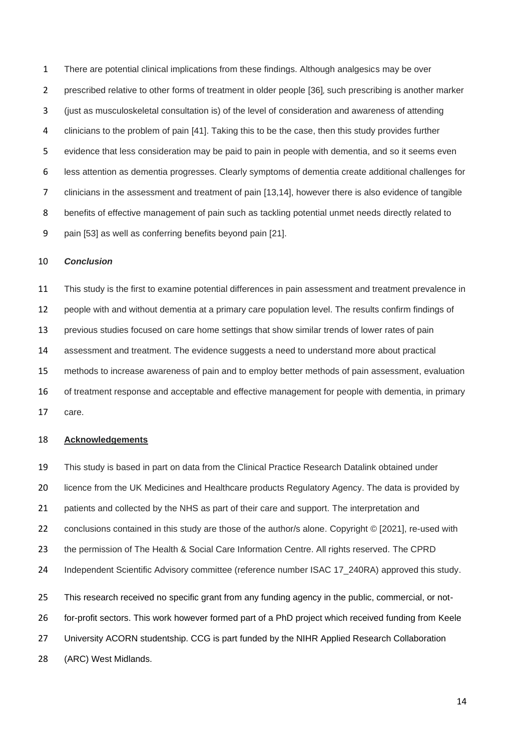There are potential clinical implications from these findings. Although analgesics may be over prescribed relative to other forms of treatment in older people [36], such prescribing is another marker (just as musculoskeletal consultation is) of the level of consideration and awareness of attending clinicians to the problem of pain [41]. Taking this to be the case, then this study provides further evidence that less consideration may be paid to pain in people with dementia, and so it seems even less attention as dementia progresses. Clearly symptoms of dementia create additional challenges for clinicians in the assessment and treatment of pain [13,14], however there is also evidence of tangible benefits of effective management of pain such as tackling potential unmet needs directly related to pain [53] as well as conferring benefits beyond pain [21].

### *Conclusion*

This study is the first to examine potential differences in pain assessment and treatment prevalence in people with and without dementia at a primary care population level. The results confirm findings of previous studies focused on care home settings that show similar trends of lower rates of pain assessment and treatment. The evidence suggests a need to understand more about practical methods to increase awareness of pain and to employ better methods of pain assessment, evaluation of treatment response and acceptable and effective management for people with dementia, in primary care.

## Acknowledgements

This study is based in part on data from the Clinical Practice Research Datalink obtained under licence from the UK Medicines and Healthcare products Regulatory Agency. The data is provided by patients and collected by the NHS as part of their care and support. The interpretation and conclusions contained in this study are those of the author/s alone. Copyright © [2021], re-used with the permission of The Health & Social Care Information Centre. All rights reserved. The CPRD Independent Scientific Advisory committee (reference number ISAC 17_240RA) approved this study.

This research received no specific grant from any funding agency in the public, commercial, or not-for-profit sectors. This work however formed part of a PhD project which received funding from Keele University ACORN studentship. CCG is part funded by the NIHR Applied Research Collaboration (ARC) West Midlands.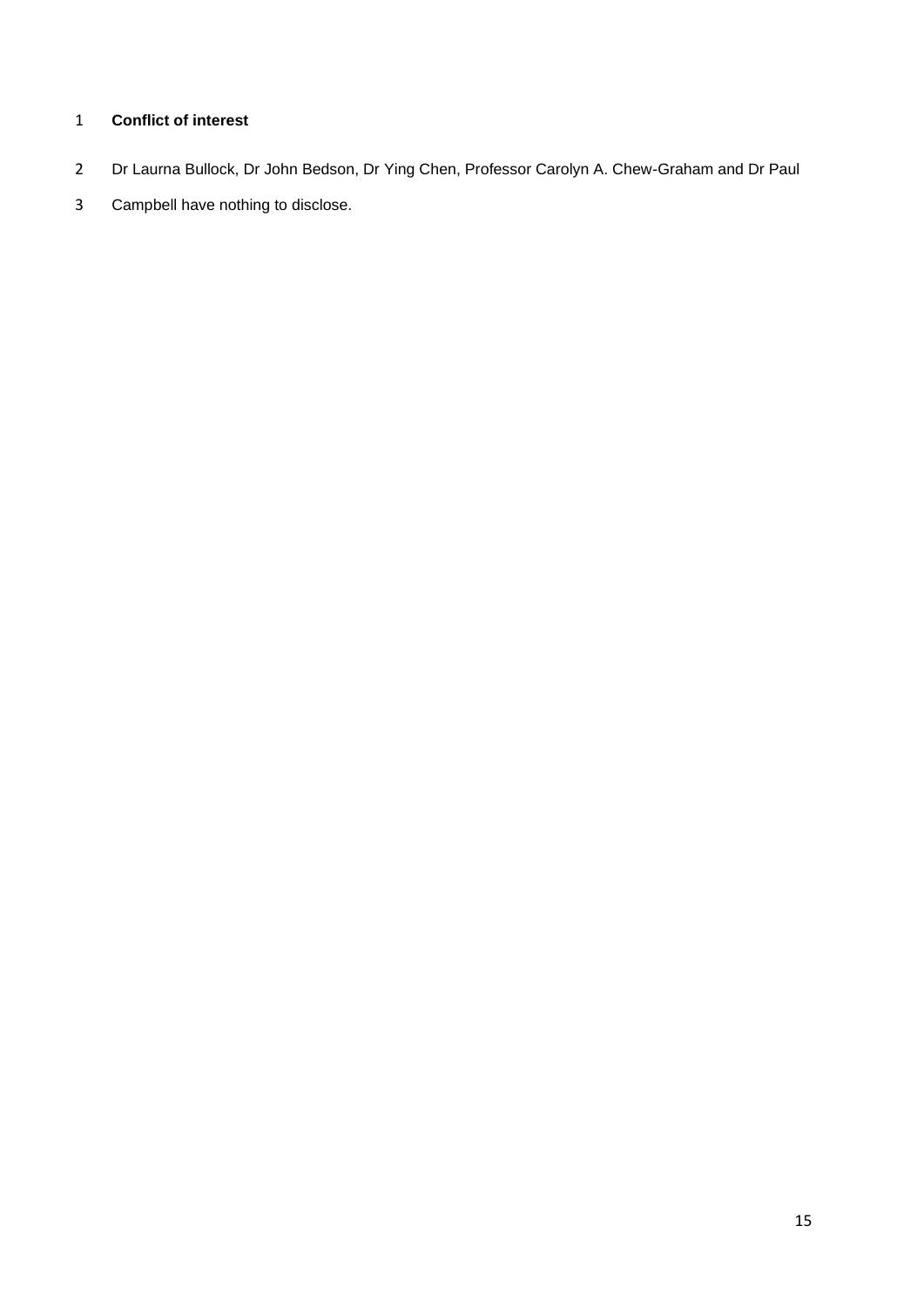**Conflict of interest**

Dr Laurna Bullock, Dr John Bedson, Dr Ying Chen, Professor Carolyn A. Chew-Graham and Dr Paul Campbell have nothing to disclose.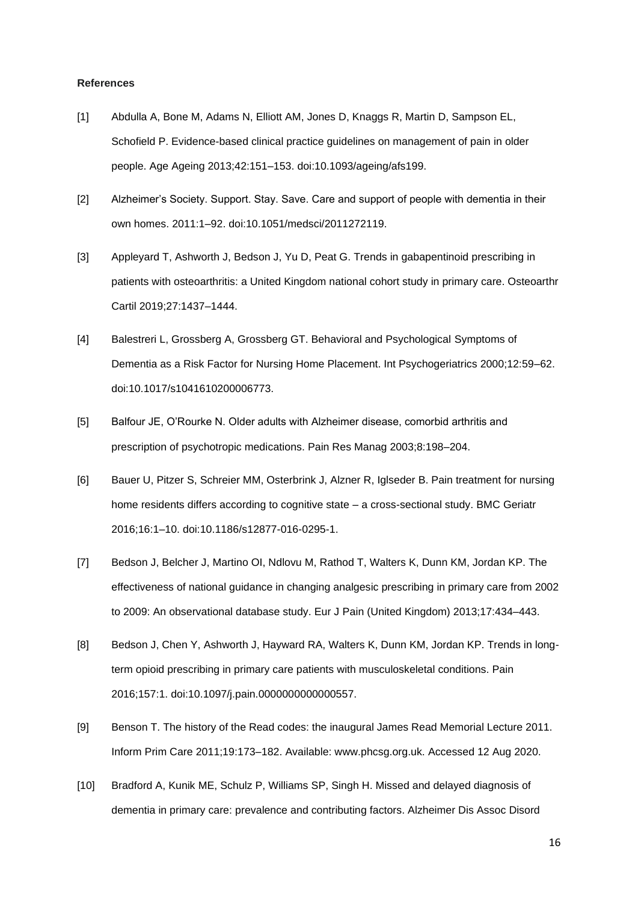**References**

[1] Abdulla A, Bone M, Adams N, Elliott AM, Jones D, Knaggs R, Martin D, Sampson EL, Schofield P. Evidence-based clinical practice guidelines on management of pain in older people. Age Ageing 2013;42:151–153. doi:10.1093/ageing/afs199.

[2] Alzheimer's Society. Support. Stay. Save. Care and support of people with dementia in their own homes. 2011:1–92. doi:10.1051/medsci/2011272119.

[3] Appleyard T, Ashworth J, Bedson J, Yu D, Peat G. Trends in gabapentinoid prescribing in patients with osteoarthritis: a United Kingdom national cohort study in primary care. Osteoarthr Cartil 2019;27:1437–1444.

[4] Balestreri L, Grossberg A, Grossberg GT. Behavioral and Psychological Symptoms of Dementia as a Risk Factor for Nursing Home Placement. Int Psychogeriatrics 2000;12:59–62. doi:10.1017/s1041610200006773.

[5] Balfour JE, O'Rourke N. Older adults with Alzheimer disease, comorbid arthritis and prescription of psychotropic medications. Pain Res Manag 2003;8:198–204.

[6] Bauer U, Pitzer S, Schreier MM, Osterbrink J, Alzner R, Iglseder B. Pain treatment for nursing home residents differs according to cognitive state – a cross-sectional study. BMC Geriatr 2016;16:1–10. doi:10.1186/s12877-016-0295-1.

[7] Bedson J, Belcher J, Martino OI, Ndlovu M, Rathod T, Walters K, Dunn KM, Jordan KP. The effectiveness of national guidance in changing analgesic prescribing in primary care from 2002 to 2009: An observational database study. Eur J Pain (United Kingdom) 2013;17:434–443.

[8] Bedson J, Chen Y, Ashworth J, Hayward RA, Walters K, Dunn KM, Jordan KP. Trends in long-term opioid prescribing in primary care patients with musculoskeletal conditions. Pain 2016;157:1. doi:10.1097/j.pain.0000000000000557.

[9] Benson T. The history of the Read codes: the inaugural James Read Memorial Lecture 2011. Inform Prim Care 2011;19:173–182. Available: www.phcsg.org.uk. Accessed 12 Aug 2020.

[10] Bradford A, Kunik ME, Schulz P, Williams SP, Singh H. Missed and delayed diagnosis of dementia in primary care: prevalence and contributing factors. Alzheimer Dis Assoc Disord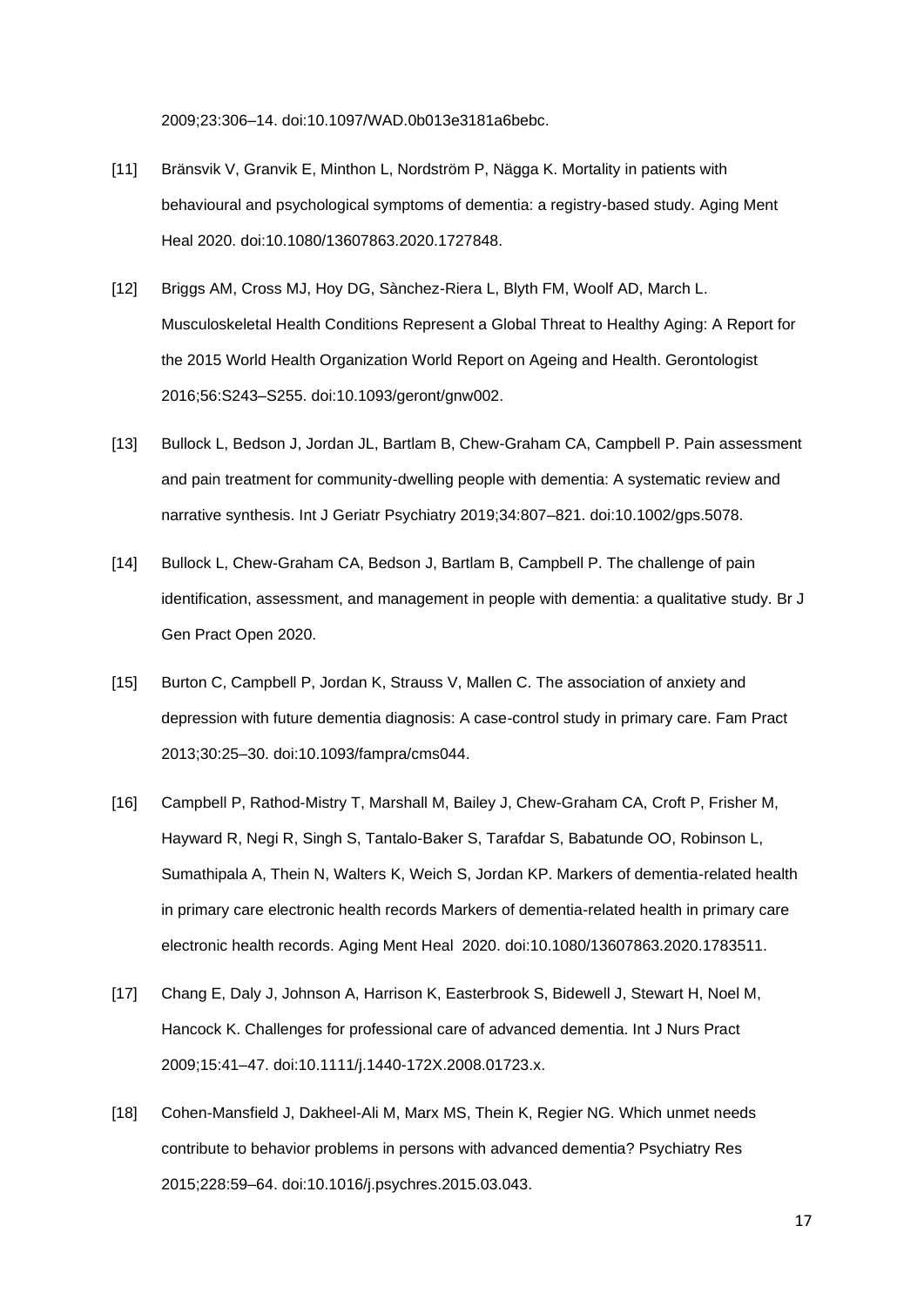2009;23:306–14. doi:10.1097/WAD.0b013e3181a6bebc.

[11] Bränsvik V, Granvik E, Minthon L, Nordström P, Nägga K. Mortality in patients with behavioural and psychological symptoms of dementia: a registry-based study. Aging Ment Heal 2020. doi:10.1080/13607863.2020.1727848.

[12] Briggs AM, Cross MJ, Hoy DG, Sànchez-Riera L, Blyth FM, Woolf AD, March L. Musculoskeletal Health Conditions Represent a Global Threat to Healthy Aging: A Report for the 2015 World Health Organization World Report on Ageing and Health. Gerontologist 2016;56:S243–S255. doi:10.1093/geront/gnw002.

[13] Bullock L, Bedson J, Jordan JL, Bartlam B, Chew-Graham CA, Campbell P. Pain assessment and pain treatment for community-dwelling people with dementia: A systematic review and narrative synthesis. Int J Geriatr Psychiatry 2019;34:807–821. doi:10.1002/gps.5078.

[14] Bullock L, Chew-Graham CA, Bedson J, Bartlam B, Campbell P. The challenge of pain identification, assessment, and management in people with dementia: a qualitative study. Br J Gen Pract Open 2020.

[15] Burton C, Campbell P, Jordan K, Strauss V, Mallen C. The association of anxiety and depression with future dementia diagnosis: A case-control study in primary care. Fam Pract 2013;30:25–30. doi:10.1093/fampra/cms044.

[16] Campbell P, Rathod-Mistry T, Marshall M, Bailey J, Chew-Graham CA, Croft P, Frisher M, Hayward R, Negi R, Singh S, Tantalo-Baker S, Tarafdar S, Babatunde OO, Robinson L, Sumathipala A, Thein N, Walters K, Weich S, Jordan KP. Markers of dementia-related health in primary care electronic health records Markers of dementia-related health in primary care electronic health records. Aging Ment Heal 2020. doi:10.1080/13607863.2020.1783511.

[17] Chang E, Daly J, Johnson A, Harrison K, Easterbrook S, Bidewell J, Stewart H, Noel M, Hancock K. Challenges for professional care of advanced dementia. Int J Nurs Pract 2009;15:41–47. doi:10.1111/j.1440-172X.2008.01723.x.

[18] Cohen-Mansfield J, Dakheel-Ali M, Marx MS, Thein K, Regier NG. Which unmet needs contribute to behavior problems in persons with advanced dementia? Psychiatry Res 2015;228:59–64. doi:10.1016/j.psychres.2015.03.043.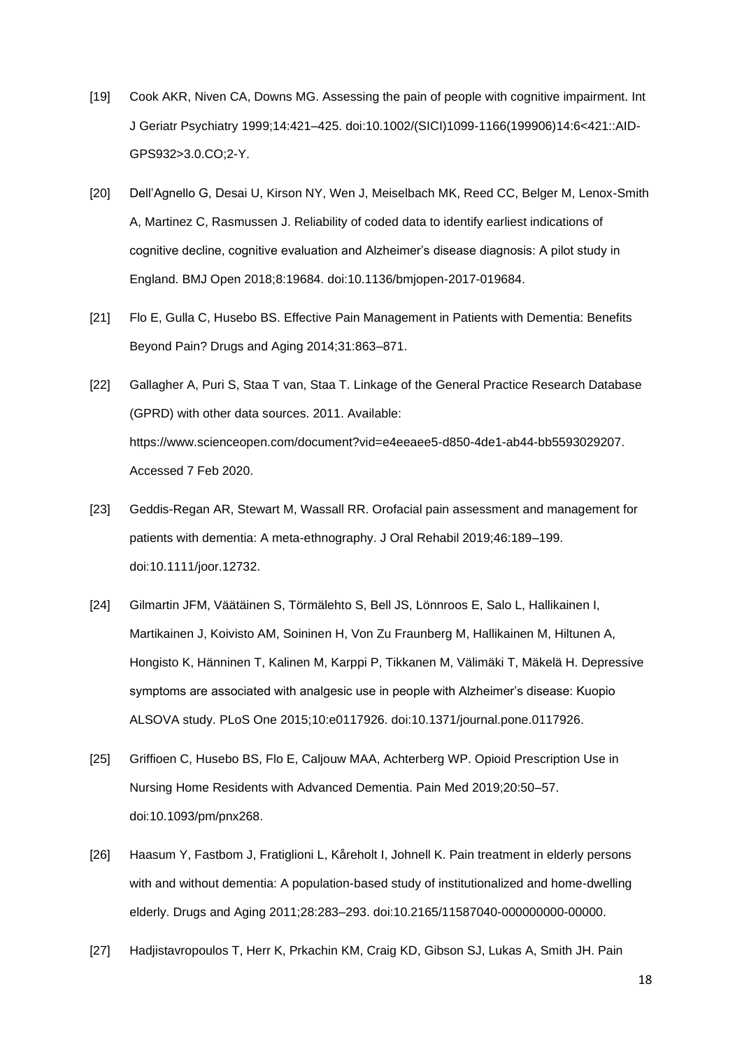[19] Cook AKR, Niven CA, Downs MG. Assessing the pain of people with cognitive impairment. Int J Geriatr Psychiatry 1999;14:421–425. doi:10.1002/(SICI)1099-1166(199906)14:6<421::AID-GPS932>3.0.CO;2-Y.

[20] Dell'Agnello G, Desai U, Kirson NY, Wen J, Meiselbach MK, Reed CC, Belger M, Lenox-Smith A, Martinez C, Rasmussen J. Reliability of coded data to identify earliest indications of cognitive decline, cognitive evaluation and Alzheimer's disease diagnosis: A pilot study in England. BMJ Open 2018;8:19684. doi:10.1136/bmjopen-2017-019684.

[21] Flo E, Gulla C, Husebo BS. Effective Pain Management in Patients with Dementia: Benefits Beyond Pain? Drugs and Aging 2014;31:863–871.

[22] Gallagher A, Puri S, Staa T van, Staa T. Linkage of the General Practice Research Database (GPRD) with other data sources. 2011. Available: https://www.scienceopen.com/document?vid=e4eeaee5-d850-4de1-ab44-bb5593029207. Accessed 7 Feb 2020.

[23] Geddis-Regan AR, Stewart M, Wassall RR. Orofacial pain assessment and management for patients with dementia: A meta-ethnography. J Oral Rehabil 2019;46:189–199. doi:10.1111/joor.12732.

[24] Gilmartin JFM, Väätäinen S, Törmälehto S, Bell JS, Lönnroos E, Salo L, Hallikainen I, Martikainen J, Koivisto AM, Soininen H, Von Zu Fraunberg M, Hallikainen M, Hiltunen A, Hongisto K, Hänninen T, Kalinen M, Karppi P, Tikkanen M, Välimäki T, Mäkelä H. Depressive symptoms are associated with analgesic use in people with Alzheimer's disease: Kuopio ALSOVA study. PLoS One 2015;10:e0117926. doi:10.1371/journal.pone.0117926.

[25] Griffioen C, Husebo BS, Flo E, Caljouw MAA, Achterberg WP. Opioid Prescription Use in Nursing Home Residents with Advanced Dementia. Pain Med 2019;20:50–57. doi:10.1093/pm/pnx268.

[26] Haasum Y, Fastbom J, Fratiglioni L, Kåreholt I, Johnell K. Pain treatment in elderly persons with and without dementia: A population-based study of institutionalized and home-dwelling elderly. Drugs and Aging 2011;28:283–293. doi:10.2165/11587040-000000000-00000.

[27] Hadjistavropoulos T, Herr K, Prkachin KM, Craig KD, Gibson SJ, Lukas A, Smith JH. Pain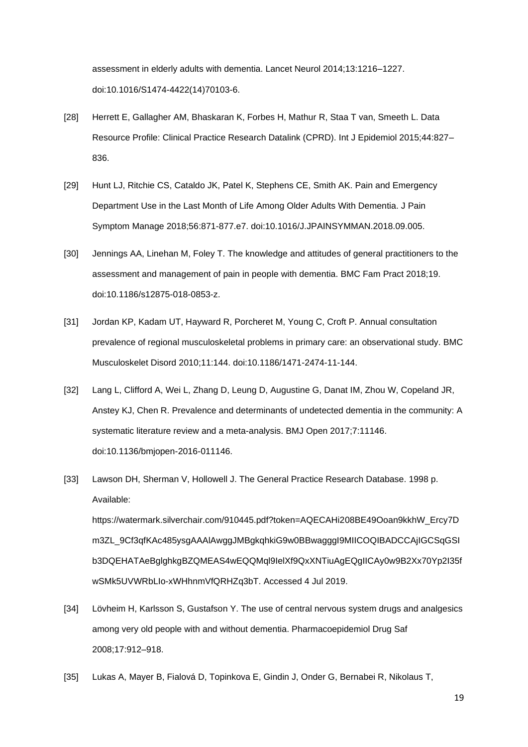assessment in elderly adults with dementia. Lancet Neurol 2014;13:1216–1227. doi:10.1016/S1474-4422(14)70103-6.

[28] Herrett E, Gallagher AM, Bhaskaran K, Forbes H, Mathur R, Staa T van, Smeeth L. Data Resource Profile: Clinical Practice Research Datalink (CPRD). Int J Epidemiol 2015;44:827–836.

[29] Hunt LJ, Ritchie CS, Cataldo JK, Patel K, Stephens CE, Smith AK. Pain and Emergency Department Use in the Last Month of Life Among Older Adults With Dementia. J Pain Symptom Manage 2018;56:871-877.e7. doi:10.1016/J.JPAINSYMMAN.2018.09.005.

[30] Jennings AA, Linehan M, Foley T. The knowledge and attitudes of general practitioners to the assessment and management of pain in people with dementia. BMC Fam Pract 2018;19. doi:10.1186/s12875-018-0853-z.

[31] Jordan KP, Kadam UT, Hayward R, Porcheret M, Young C, Croft P. Annual consultation prevalence of regional musculoskeletal problems in primary care: an observational study. BMC Musculoskelet Disord 2010;11:144. doi:10.1186/1471-2474-11-144.

[32] Lang L, Clifford A, Wei L, Zhang D, Leung D, Augustine G, Danat IM, Zhou W, Copeland JR, Anstey KJ, Chen R. Prevalence and determinants of undetected dementia in the community: A systematic literature review and a meta-analysis. BMJ Open 2017;7:11146. doi:10.1136/bmjopen-2016-011146.

[33] Lawson DH, Sherman V, Hollowell J. The General Practice Research Database. 1998 p. Available: https://watermark.silverchair.com/910445.pdf?token=AQECAHi208BE49Ooan9kkhW_Ercy7Dm3ZL_9Cf3qfKAc485ysgAAAlAwggJMBgkqhkiG9w0BBwagggI9MIICOQIBADCCAjIGCSqGSIb3DQEHATAeBglghkgBZQMEAS4wEQQMql9IelXf9QxXNTiuAgEQgIICAy0w9B2Xx70Yp2I35fwSMk5UVWRbLIo-xWHhnmVfQRHZq3bT. Accessed 4 Jul 2019.

[34] Lövheim H, Karlsson S, Gustafson Y. The use of central nervous system drugs and analgesics among very old people with and without dementia. Pharmacoepidemiol Drug Saf 2008;17:912–918.

[35] Lukas A, Mayer B, Fialová D, Topinkova E, Gindin J, Onder G, Bernabei R, Nikolaus T,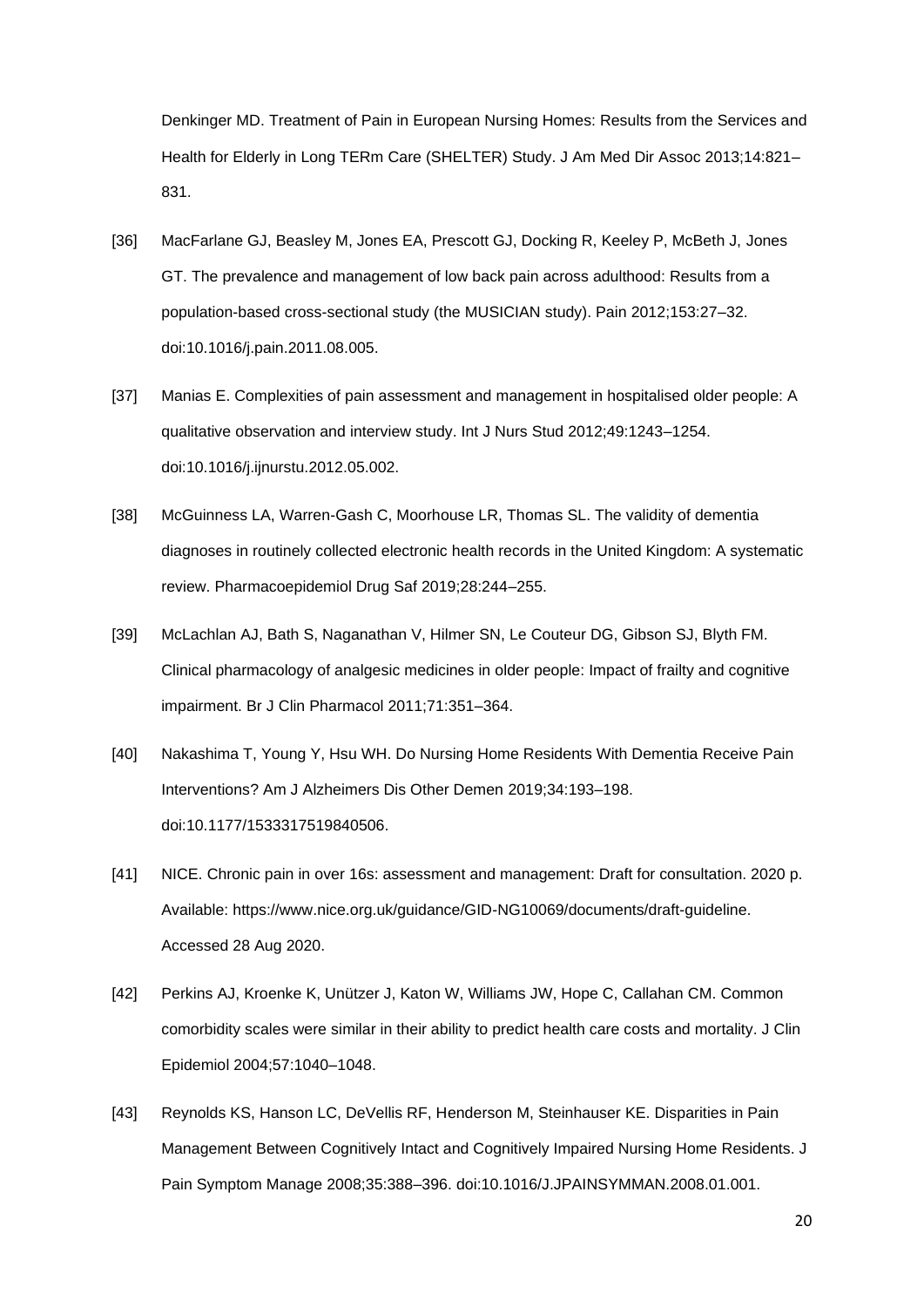Denkinger MD. Treatment of Pain in European Nursing Homes: Results from the Services and Health for Elderly in Long TERm Care (SHELTER) Study. J Am Med Dir Assoc 2013;14:821–831.

[36] MacFarlane GJ, Beasley M, Jones EA, Prescott GJ, Docking R, Keeley P, McBeth J, Jones GT. The prevalence and management of low back pain across adulthood: Results from a population-based cross-sectional study (the MUSICIAN study). Pain 2012;153:27–32. doi:10.1016/j.pain.2011.08.005.

[37] Manias E. Complexities of pain assessment and management in hospitalised older people: A qualitative observation and interview study. Int J Nurs Stud 2012;49:1243–1254. doi:10.1016/j.ijnurstu.2012.05.002.

[38] McGuinness LA, Warren-Gash C, Moorhouse LR, Thomas SL. The validity of dementia diagnoses in routinely collected electronic health records in the United Kingdom: A systematic review. Pharmacoepidemiol Drug Saf 2019;28:244–255.

[39] McLachlan AJ, Bath S, Naganathan V, Hilmer SN, Le Couteur DG, Gibson SJ, Blyth FM. Clinical pharmacology of analgesic medicines in older people: Impact of frailty and cognitive impairment. Br J Clin Pharmacol 2011;71:351–364.

[40] Nakashima T, Young Y, Hsu WH. Do Nursing Home Residents With Dementia Receive Pain Interventions? Am J Alzheimers Dis Other Demen 2019;34:193–198. doi:10.1177/1533317519840506.

[41] NICE. Chronic pain in over 16s: assessment and management: Draft for consultation. 2020 p. Available: https://www.nice.org.uk/guidance/GID-NG10069/documents/draft-guideline. Accessed 28 Aug 2020.

[42] Perkins AJ, Kroenke K, Unützer J, Katon W, Williams JW, Hope C, Callahan CM. Common comorbidity scales were similar in their ability to predict health care costs and mortality. J Clin Epidemiol 2004;57:1040–1048.

[43] Reynolds KS, Hanson LC, DeVellis RF, Henderson M, Steinhauser KE. Disparities in Pain Management Between Cognitively Intact and Cognitively Impaired Nursing Home Residents. J Pain Symptom Manage 2008;35:388–396. doi:10.1016/J.JPAINSYMMAN.2008.01.001.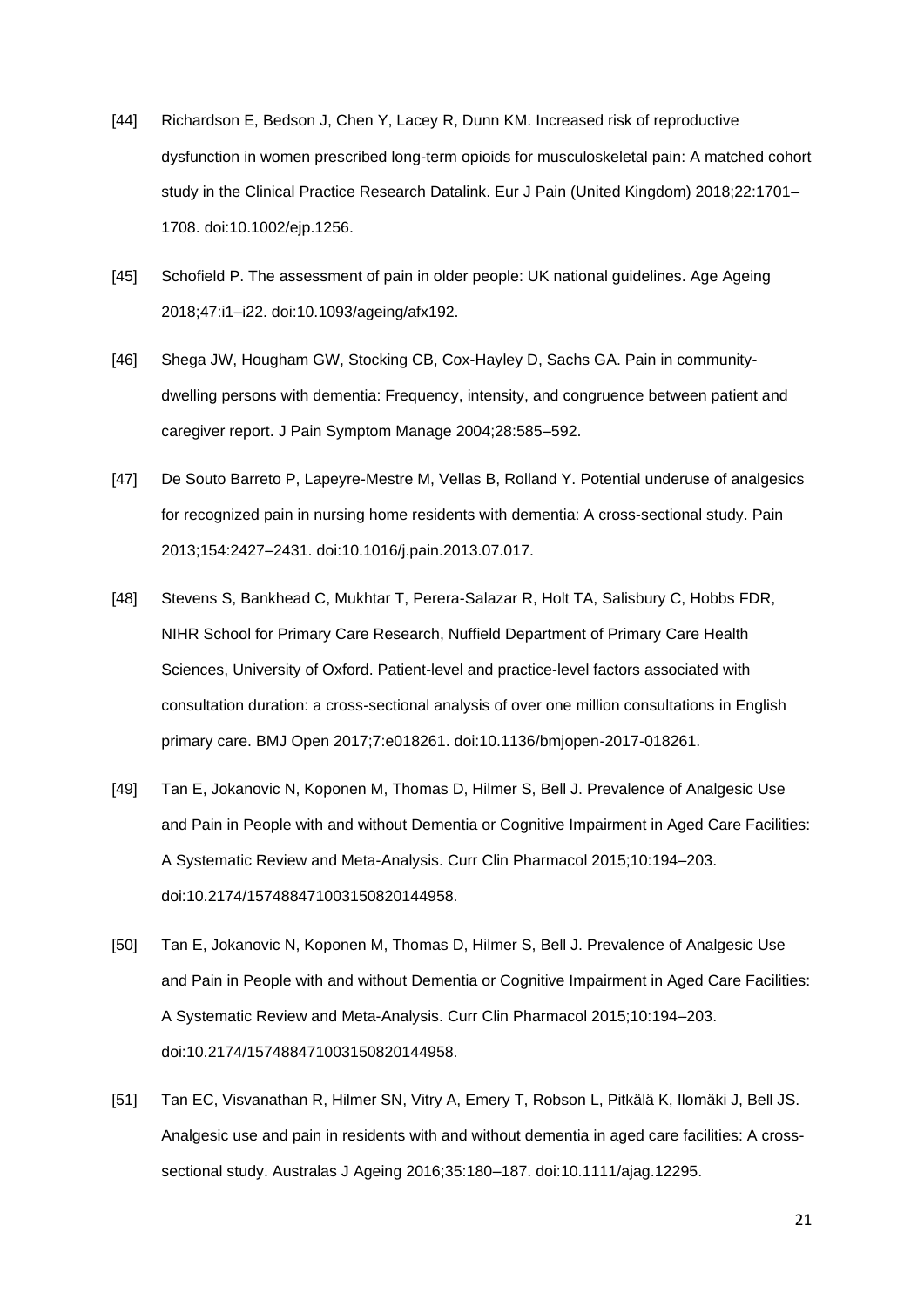[44] Richardson E, Bedson J, Chen Y, Lacey R, Dunn KM. Increased risk of reproductive dysfunction in women prescribed long-term opioids for musculoskeletal pain: A matched cohort study in the Clinical Practice Research Datalink. Eur J Pain (United Kingdom) 2018;22:1701–1708. doi:10.1002/ejp.1256.

[45] Schofield P. The assessment of pain in older people: UK national guidelines. Age Ageing 2018;47:i1–i22. doi:10.1093/ageing/afx192.

[46] Shega JW, Hougham GW, Stocking CB, Cox-Hayley D, Sachs GA. Pain in community-dwelling persons with dementia: Frequency, intensity, and congruence between patient and caregiver report. J Pain Symptom Manage 2004;28:585–592.

[47] De Souto Barreto P, Lapeyre-Mestre M, Vellas B, Rolland Y. Potential underuse of analgesics for recognized pain in nursing home residents with dementia: A cross-sectional study. Pain 2013;154:2427–2431. doi:10.1016/j.pain.2013.07.017.

[48] Stevens S, Bankhead C, Mukhtar T, Perera-Salazar R, Holt TA, Salisbury C, Hobbs FDR, NIHR School for Primary Care Research, Nuffield Department of Primary Care Health Sciences, University of Oxford. Patient-level and practice-level factors associated with consultation duration: a cross-sectional analysis of over one million consultations in English primary care. BMJ Open 2017;7:e018261. doi:10.1136/bmjopen-2017-018261.

[49] Tan E, Jokanovic N, Koponen M, Thomas D, Hilmer S, Bell J. Prevalence of Analgesic Use and Pain in People with and without Dementia or Cognitive Impairment in Aged Care Facilities: A Systematic Review and Meta-Analysis. Curr Clin Pharmacol 2015;10:194–203. doi:10.2174/157488471003150820144958.

[50] Tan E, Jokanovic N, Koponen M, Thomas D, Hilmer S, Bell J. Prevalence of Analgesic Use and Pain in People with and without Dementia or Cognitive Impairment in Aged Care Facilities: A Systematic Review and Meta-Analysis. Curr Clin Pharmacol 2015;10:194–203. doi:10.2174/157488471003150820144958.

[51] Tan EC, Visvanathan R, Hilmer SN, Vitry A, Emery T, Robson L, Pitkälä K, Ilomäki J, Bell JS. Analgesic use and pain in residents with and without dementia in aged care facilities: A cross-sectional study. Australas J Ageing 2016;35:180–187. doi:10.1111/ajag.12295.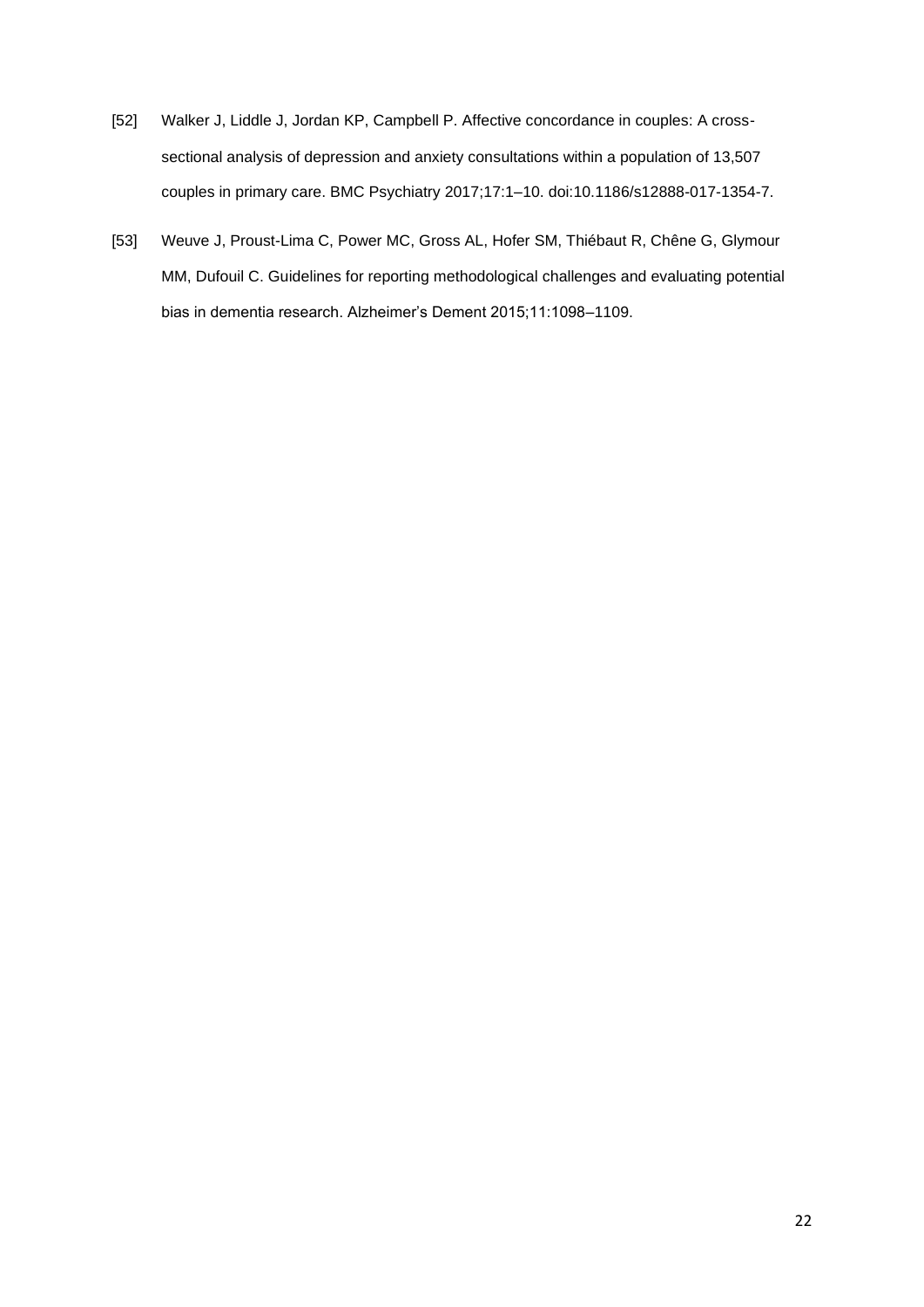[52] Walker J, Liddle J, Jordan KP, Campbell P. Affective concordance in couples: A cross-sectional analysis of depression and anxiety consultations within a population of 13,507 couples in primary care. BMC Psychiatry 2017;17:1–10. doi:10.1186/s12888-017-1354-7.

[53] Weuve J, Proust-Lima C, Power MC, Gross AL, Hofer SM, Thiébaut R, Chêne G, Glymour MM, Dufouil C. Guidelines for reporting methodological challenges and evaluating potential bias in dementia research. Alzheimer's Dement 2015;11:1098–1109.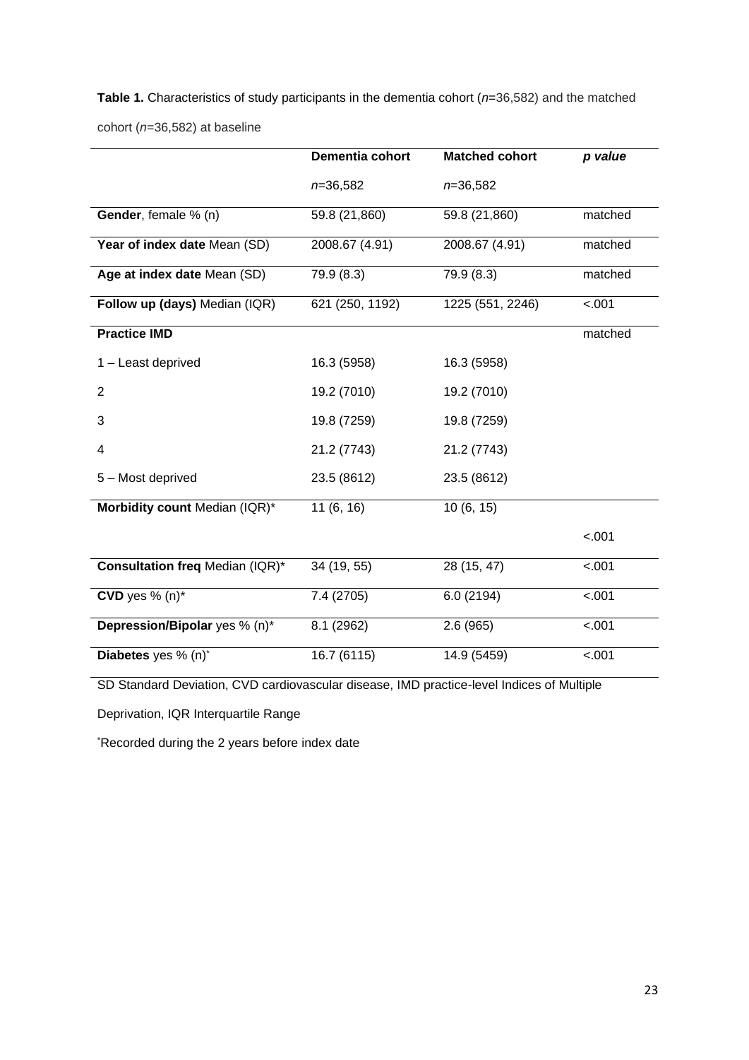**Table 1.** Characteristics of study participants in the dementia cohort (*n*=36,582) and the matched cohort (*n*=36,582) at baseline

| | **Dementia cohort** *n*=36,582 | **Matched cohort** *n*=36,582 | ***p value*** |
|---|---|---|---|
| **Gender**, female % (n) | 59.8 (21,860) | 59.8 (21,860) | matched |
| **Year of index date** Mean (SD) | 2008.67 (4.91) | 2008.67 (4.91) | matched |
| **Age at index date** Mean (SD) | 79.9 (8.3) | 79.9 (8.3) | matched |
| **Follow up (days)** Median (IQR) | 621 (250, 1192) | 1225 (551, 2246) | <.001 |
| **Practice IMD** | | | matched |
| 1 – Least deprived | 16.3 (5958) | 16.3 (5958) | |
| 2 | 19.2 (7010) | 19.2 (7010) | |
| 3 | 19.8 (7259) | 19.8 (7259) | |
| 4 | 21.2 (7743) | 21.2 (7743) | |
| 5 – Most deprived | 23.5 (8612) | 23.5 (8612) | |
| **Morbidity count** Median (IQR)* | 11 (6, 16) | 10 (6, 15) | <.001 |
| **Consultation freq** Median (IQR)* | 34 (19, 55) | 28 (15, 47) | <.001 |
| **CVD** yes % (n)* | 7.4 (2705) | 6.0 (2194) | <.001 |
| **Depression/Bipolar** yes % (n)* | 8.1 (2962) | 2.6 (965) | <.001 |
| **Diabetes** yes % (n)* | 16.7 (6115) | 14.9 (5459) | <.001 |

SD Standard Deviation, CVD cardiovascular disease, IMD practice-level Indices of Multiple Deprivation, IQR Interquartile Range

*Recorded during the 2 years before index date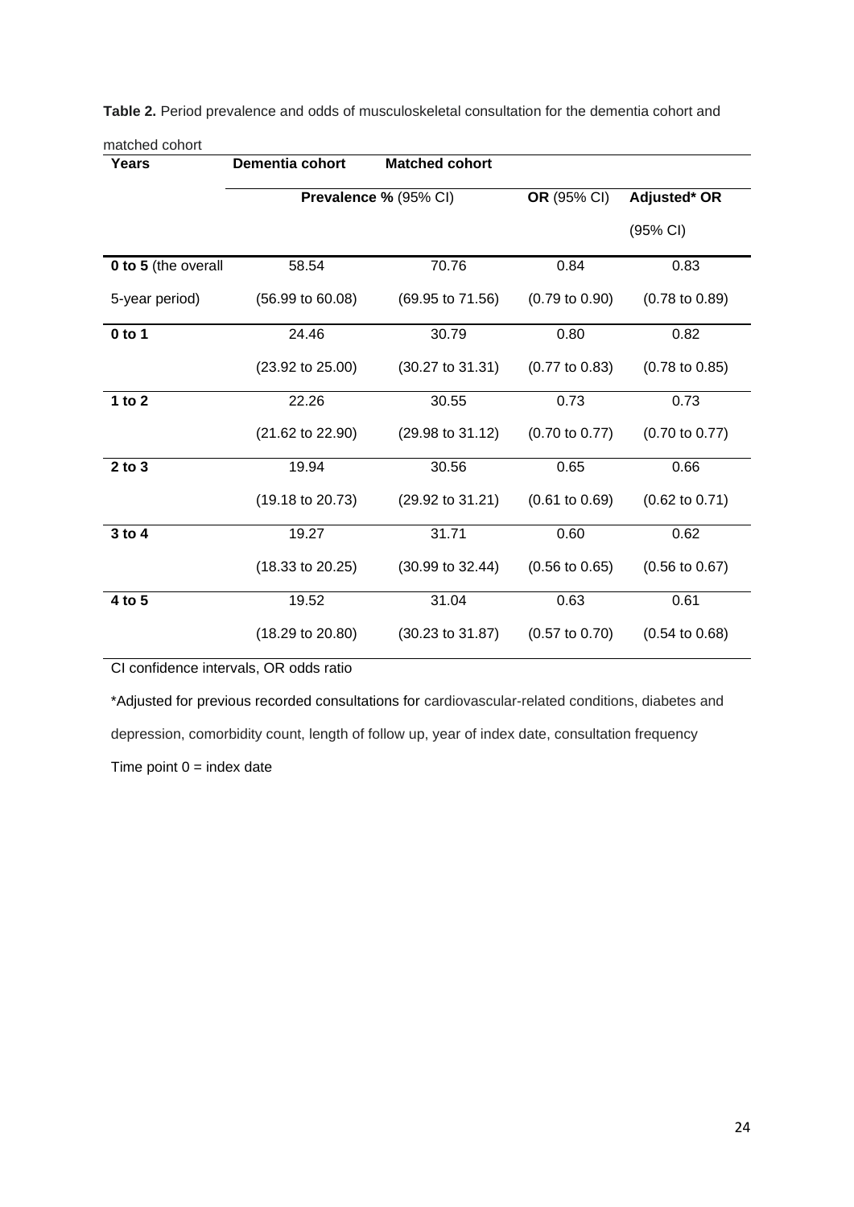**Table 2.** Period prevalence and odds of musculoskeletal consultation for the dementia cohort and matched cohort

| Years | Dementia cohort | Matched cohort | | |
|---|---|---|---|---|
| | Prevalence % (95% CI) | | OR (95% CI) | Adjusted* OR (95% CI) |
| **0 to 5** (the overall 5-year period) | 58.54 (56.99 to 60.08) | 70.76 (69.95 to 71.56) | 0.84 (0.79 to 0.90) | 0.83 (0.78 to 0.89) |
| **0 to 1** | 24.46 (23.92 to 25.00) | 30.79 (30.27 to 31.31) | 0.80 (0.77 to 0.83) | 0.82 (0.78 to 0.85) |
| **1 to 2** | 22.26 (21.62 to 22.90) | 30.55 (29.98 to 31.12) | 0.73 (0.70 to 0.77) | 0.73 (0.70 to 0.77) |
| **2 to 3** | 19.94 (19.18 to 20.73) | 30.56 (29.92 to 31.21) | 0.65 (0.61 to 0.69) | 0.66 (0.62 to 0.71) |
| **3 to 4** | 19.27 (18.33 to 20.25) | 31.71 (30.99 to 32.44) | 0.60 (0.56 to 0.65) | 0.62 (0.56 to 0.67) |
| **4 to 5** | 19.52 (18.29 to 20.80) | 31.04 (30.23 to 31.87) | 0.63 (0.57 to 0.70) | 0.61 (0.54 to 0.68) |

CI confidence intervals, OR odds ratio

*Adjusted for previous recorded consultations for cardiovascular-related conditions, diabetes and depression, comorbidity count, length of follow up, year of index date, consultation frequency

Time point 0 = index date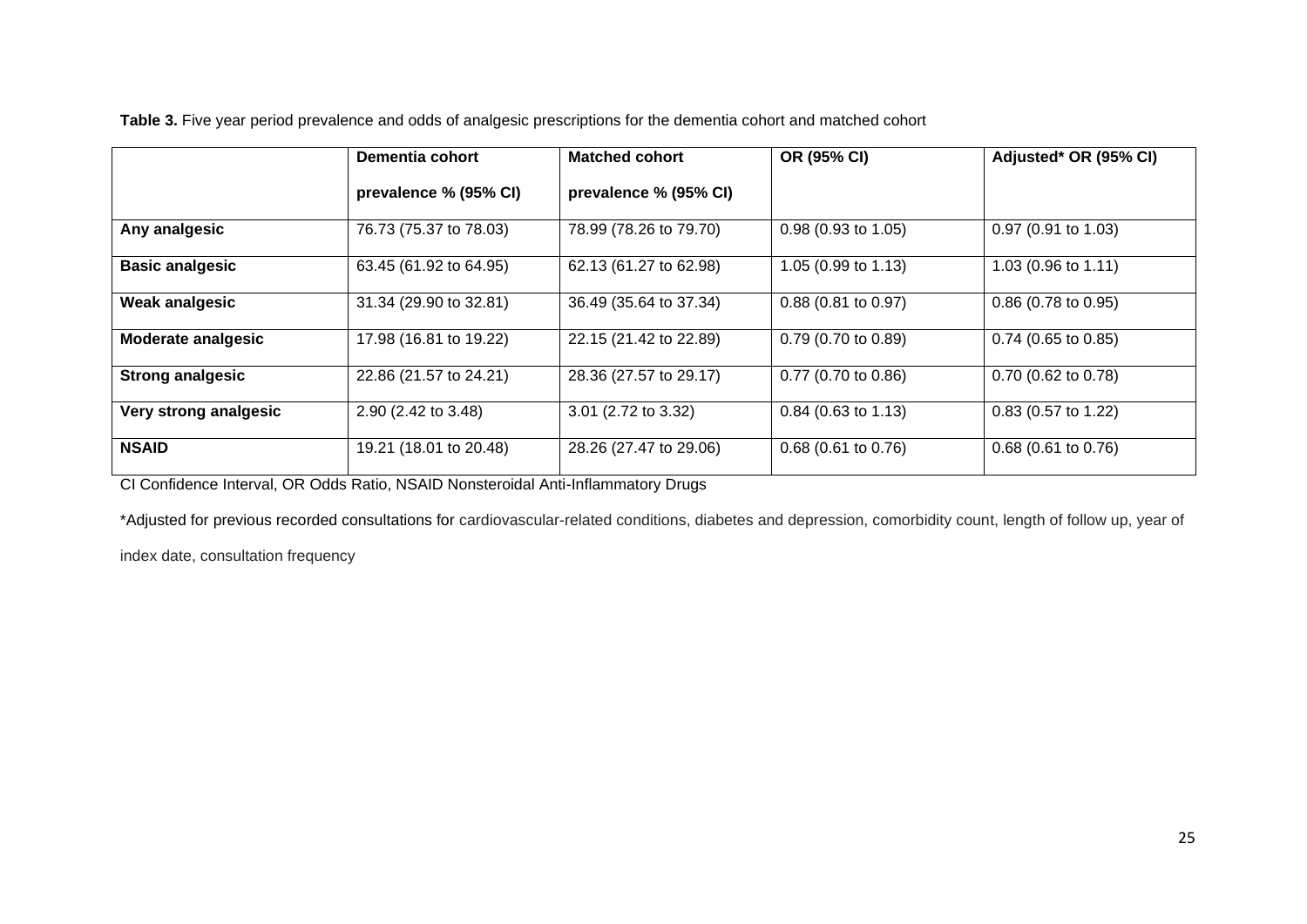**Table 3.** Five year period prevalence and odds of analgesic prescriptions for the dementia cohort and matched cohort

| | Dementia cohort prevalence % (95% CI) | Matched cohort prevalence % (95% CI) | OR (95% CI) | Adjusted* OR (95% CI) |
|---|---|---|---|---|
| **Any analgesic** | 76.73 (75.37 to 78.03) | 78.99 (78.26 to 79.70) | 0.98 (0.93 to 1.05) | 0.97 (0.91 to 1.03) |
| **Basic analgesic** | 63.45 (61.92 to 64.95) | 62.13 (61.27 to 62.98) | 1.05 (0.99 to 1.13) | 1.03 (0.96 to 1.11) |
| **Weak analgesic** | 31.34 (29.90 to 32.81) | 36.49 (35.64 to 37.34) | 0.88 (0.81 to 0.97) | 0.86 (0.78 to 0.95) |
| **Moderate analgesic** | 17.98 (16.81 to 19.22) | 22.15 (21.42 to 22.89) | 0.79 (0.70 to 0.89) | 0.74 (0.65 to 0.85) |
| **Strong analgesic** | 22.86 (21.57 to 24.21) | 28.36 (27.57 to 29.17) | 0.77 (0.70 to 0.86) | 0.70 (0.62 to 0.78) |
| **Very strong analgesic** | 2.90 (2.42 to 3.48) | 3.01 (2.72 to 3.32) | 0.84 (0.63 to 1.13) | 0.83 (0.57 to 1.22) |
| **NSAID** | 19.21 (18.01 to 20.48) | 28.26 (27.47 to 29.06) | 0.68 (0.61 to 0.76) | 0.68 (0.61 to 0.76) |

CI Confidence Interval, OR Odds Ratio, NSAID Nonsteroidal Anti-Inflammatory Drugs

*Adjusted for previous recorded consultations for cardiovascular-related conditions, diabetes and depression, comorbidity count, length of follow up, year of index date, consultation frequency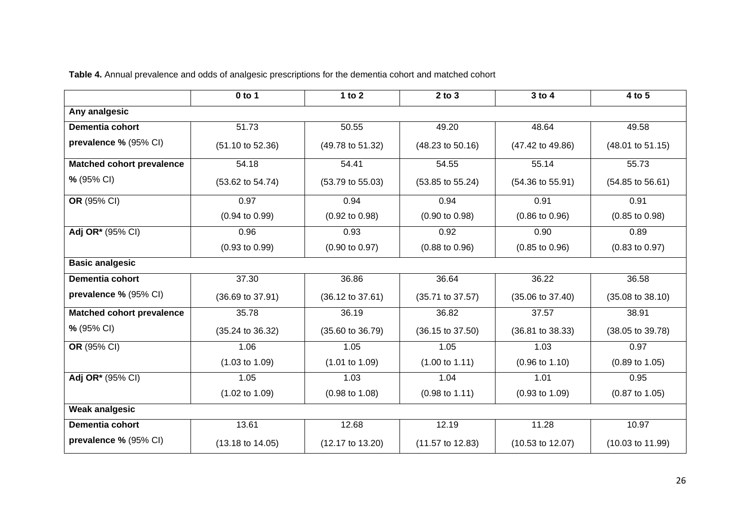**Table 4.** Annual prevalence and odds of analgesic prescriptions for the dementia cohort and matched cohort

| | 0 to 1 | 1 to 2 | 2 to 3 | 3 to 4 | 4 to 5 |
|---|---|---|---|---|---|
| **Any analgesic** | | | | | |
| **Dementia cohort prevalence %** (95% CI) | 51.73 (51.10 to 52.36) | 50.55 (49.78 to 51.32) | 49.20 (48.23 to 50.16) | 48.64 (47.42 to 49.86) | 49.58 (48.01 to 51.15) |
| **Matched cohort prevalence %** (95% CI) | 54.18 (53.62 to 54.74) | 54.41 (53.79 to 55.03) | 54.55 (53.85 to 55.24) | 55.14 (54.36 to 55.91) | 55.73 (54.85 to 56.61) |
| **OR** (95% CI) | 0.97 (0.94 to 0.99) | 0.94 (0.92 to 0.98) | 0.94 (0.90 to 0.98) | 0.91 (0.86 to 0.96) | 0.91 (0.85 to 0.98) |
| **Adj OR*** (95% CI) | 0.96 (0.93 to 0.99) | 0.93 (0.90 to 0.97) | 0.92 (0.88 to 0.96) | 0.90 (0.85 to 0.96) | 0.89 (0.83 to 0.97) |
| **Basic analgesic** | | | | | |
| **Dementia cohort prevalence %** (95% CI) | 37.30 (36.69 to 37.91) | 36.86 (36.12 to 37.61) | 36.64 (35.71 to 37.57) | 36.22 (35.06 to 37.40) | 36.58 (35.08 to 38.10) |
| **Matched cohort prevalence %** (95% CI) | 35.78 (35.24 to 36.32) | 36.19 (35.60 to 36.79) | 36.82 (36.15 to 37.50) | 37.57 (36.81 to 38.33) | 38.91 (38.05 to 39.78) |
| **OR** (95% CI) | 1.06 (1.03 to 1.09) | 1.05 (1.01 to 1.09) | 1.05 (1.00 to 1.11) | 1.03 (0.96 to 1.10) | 0.97 (0.89 to 1.05) |
| **Adj OR*** (95% CI) | 1.05 (1.02 to 1.09) | 1.03 (0.98 to 1.08) | 1.04 (0.98 to 1.11) | 1.01 (0.93 to 1.09) | 0.95 (0.87 to 1.05) |
| **Weak analgesic** | | | | | |
| **Dementia cohort prevalence %** (95% CI) | 13.61 (13.18 to 14.05) | 12.68 (12.17 to 13.20) | 12.19 (11.57 to 12.83) | 11.28 (10.53 to 12.07) | 10.97 (10.03 to 11.99) |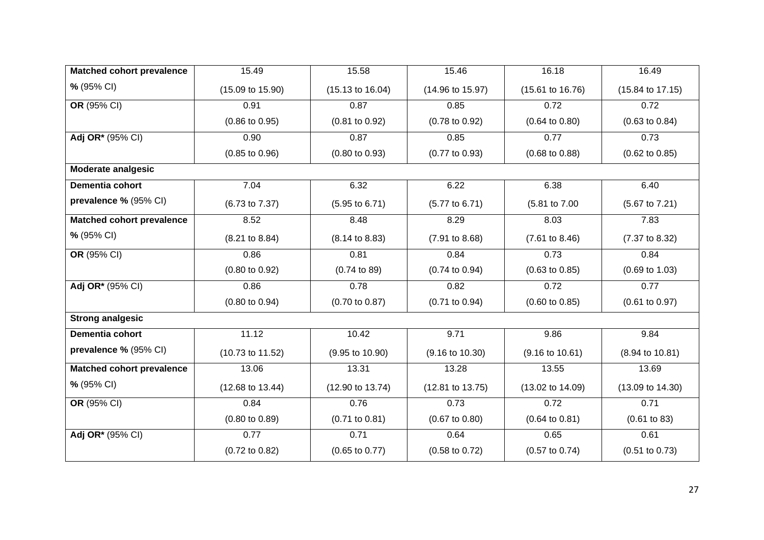| | | | | | |
|---|---|---|---|---|---|
| **Matched cohort prevalence %** (95% CI) | 15.49 (15.09 to 15.90) | 15.58 (15.13 to 16.04) | 15.46 (14.96 to 15.97) | 16.18 (15.61 to 16.76) | 16.49 (15.84 to 17.15) |
| **OR** (95% CI) | 0.91 (0.86 to 0.95) | 0.87 (0.81 to 0.92) | 0.85 (0.78 to 0.92) | 0.72 (0.64 to 0.80) | 0.72 (0.63 to 0.84) |
| **Adj OR*** (95% CI) | 0.90 (0.85 to 0.96) | 0.87 (0.80 to 0.93) | 0.85 (0.77 to 0.93) | 0.77 (0.68 to 0.88) | 0.73 (0.62 to 0.85) |
| **Moderate analgesic** | | | | | |
| **Dementia cohort prevalence %** (95% CI) | 7.04 (6.73 to 7.37) | 6.32 (5.95 to 6.71) | 6.22 (5.77 to 6.71) | 6.38 (5.81 to 7.00 | 6.40 (5.67 to 7.21) |
| **Matched cohort prevalence %** (95% CI) | 8.52 (8.21 to 8.84) | 8.48 (8.14 to 8.83) | 8.29 (7.91 to 8.68) | 8.03 (7.61 to 8.46) | 7.83 (7.37 to 8.32) |
| **OR** (95% CI) | 0.86 (0.80 to 0.92) | 0.81 (0.74 to 89) | 0.84 (0.74 to 0.94) | 0.73 (0.63 to 0.85) | 0.84 (0.69 to 1.03) |
| **Adj OR*** (95% CI) | 0.86 (0.80 to 0.94) | 0.78 (0.70 to 0.87) | 0.82 (0.71 to 0.94) | 0.72 (0.60 to 0.85) | 0.77 (0.61 to 0.97) |
| **Strong analgesic** | | | | | |
| **Dementia cohort prevalence %** (95% CI) | 11.12 (10.73 to 11.52) | 10.42 (9.95 to 10.90) | 9.71 (9.16 to 10.30) | 9.86 (9.16 to 10.61) | 9.84 (8.94 to 10.81) |
| **Matched cohort prevalence %** (95% CI) | 13.06 (12.68 to 13.44) | 13.31 (12.90 to 13.74) | 13.28 (12.81 to 13.75) | 13.55 (13.02 to 14.09) | 13.69 (13.09 to 14.30) |
| **OR** (95% CI) | 0.84 (0.80 to 0.89) | 0.76 (0.71 to 0.81) | 0.73 (0.67 to 0.80) | 0.72 (0.64 to 0.81) | 0.71 (0.61 to 83) |
| **Adj OR*** (95% CI) | 0.77 (0.72 to 0.82) | 0.71 (0.65 to 0.77) | 0.64 (0.58 to 0.72) | 0.65 (0.57 to 0.74) | 0.61 (0.51 to 0.73) |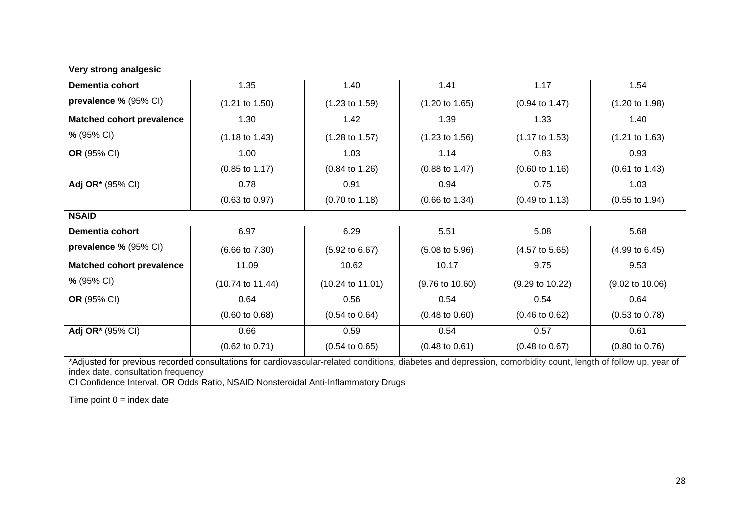| Very strong analgesic | | | | | |
|---|---|---|---|---|---|
| **Dementia cohort prevalence %** (95% CI) | 1.35 (1.21 to 1.50) | 1.40 (1.23 to 1.59) | 1.41 (1.20 to 1.65) | 1.17 (0.94 to 1.47) | 1.54 (1.20 to 1.98) |
| **Matched cohort prevalence %** (95% CI) | 1.30 (1.18 to 1.43) | 1.42 (1.28 to 1.57) | 1.39 (1.23 to 1.56) | 1.33 (1.17 to 1.53) | 1.40 (1.21 to 1.63) |
| **OR** (95% CI) | 1.00 (0.85 to 1.17) | 1.03 (0.84 to 1.26) | 1.14 (0.88 to 1.47) | 0.83 (0.60 to 1.16) | 0.93 (0.61 to 1.43) |
| **Adj OR*** (95% CI) | 0.78 (0.63 to 0.97) | 0.91 (0.70 to 1.18) | 0.94 (0.66 to 1.34) | 0.75 (0.49 to 1.13) | 1.03 (0.55 to 1.94) |
| **NSAID** | | | | | |
| **Dementia cohort prevalence %** (95% CI) | 6.97 (6.66 to 7.30) | 6.29 (5.92 to 6.67) | 5.51 (5.08 to 5.96) | 5.08 (4.57 to 5.65) | 5.68 (4.99 to 6.45) |
| **Matched cohort prevalence %** (95% CI) | 11.09 (10.74 to 11.44) | 10.62 (10.24 to 11.01) | 10.17 (9.76 to 10.60) | 9.75 (9.29 to 10.22) | 9.53 (9.02 to 10.06) |
| **OR** (95% CI) | 0.64 (0.60 to 0.68) | 0.56 (0.54 to 0.64) | 0.54 (0.48 to 0.60) | 0.54 (0.46 to 0.62) | 0.64 (0.53 to 0.78) |
| **Adj OR*** (95% CI) | 0.66 (0.62 to 0.71) | 0.59 (0.54 to 0.65) | 0.54 (0.48 to 0.61) | 0.57 (0.48 to 0.67) | 0.61 (0.80 to 0.76) |

*Adjusted for previous recorded consultations for cardiovascular-related conditions, diabetes and depression, comorbidity count, length of follow up, year of index date, consultation frequency

CI Confidence Interval, OR Odds Ratio, NSAID Nonsteroidal Anti-Inflammatory Drugs

Time point 0 = index date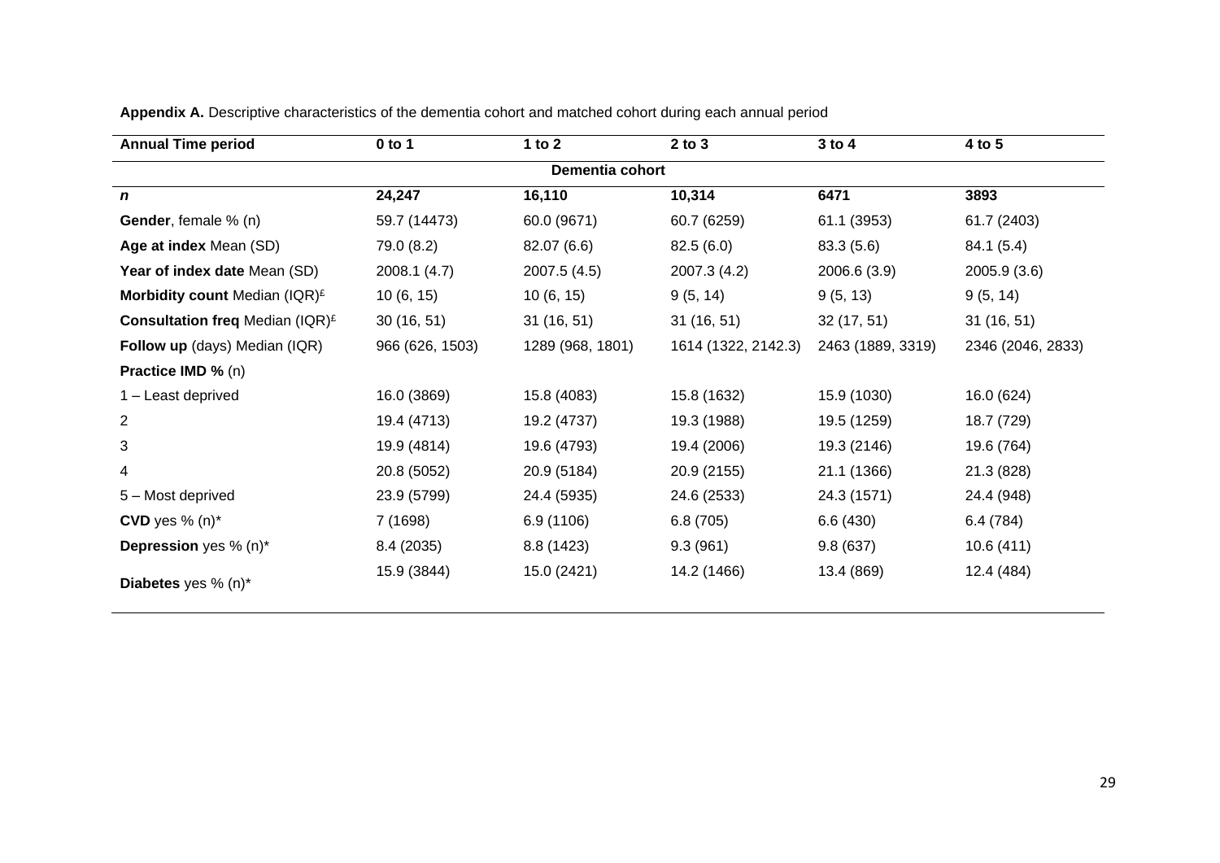**Appendix A.** Descriptive characteristics of the dementia cohort and matched cohort during each annual period

| **Annual Time period** | **0 to 1** | **1 to 2** | **2 to 3** | **3 to 4** | **4 to 5** |
|---|---|---|---|---|---|
| | | **Dementia cohort** | | | |
| ***n*** | **24,247** | **16,110** | **10,314** | **6471** | **3893** |
| **Gender**, female % (n) | 59.7 (14473) | 60.0 (9671) | 60.7 (6259) | 61.1 (3953) | 61.7 (2403) |
| **Age at index** Mean (SD) | 79.0 (8.2) | 82.07 (6.6) | 82.5 (6.0) | 83.3 (5.6) | 84.1 (5.4) |
| **Year of index date** Mean (SD) | 2008.1 (4.7) | 2007.5 (4.5) | 2007.3 (4.2) | 2006.6 (3.9) | 2005.9 (3.6) |
| **Morbidity count** Median (IQR)[£] | 10 (6, 15) | 10 (6, 15) | 9 (5, 14) | 9 (5, 13) | 9 (5, 14) |
| **Consultation freq** Median (IQR)[£] | 30 (16, 51) | 31 (16, 51) | 31 (16, 51) | 32 (17, 51) | 31 (16, 51) |
| **Follow up** (days) Median (IQR) | 966 (626, 1503) | 1289 (968, 1801) | 1614 (1322, 2142.3) | 2463 (1889, 3319) | 2346 (2046, 2833) |
| **Practice IMD %** (n) | | | | | |
| 1 – Least deprived | 16.0 (3869) | 15.8 (4083) | 15.8 (1632) | 15.9 (1030) | 16.0 (624) |
| 2 | 19.4 (4713) | 19.2 (4737) | 19.3 (1988) | 19.5 (1259) | 18.7 (729) |
| 3 | 19.9 (4814) | 19.6 (4793) | 19.4 (2006) | 19.3 (2146) | 19.6 (764) |
| 4 | 20.8 (5052) | 20.9 (5184) | 20.9 (2155) | 21.1 (1366) | 21.3 (828) |
| 5 – Most deprived | 23.9 (5799) | 24.4 (5935) | 24.6 (2533) | 24.3 (1571) | 24.4 (948) |
| **CVD** yes % (n)* | 7 (1698) | 6.9 (1106) | 6.8 (705) | 6.6 (430) | 6.4 (784) |
| **Depression** yes % (n)* | 8.4 (2035) | 8.8 (1423) | 9.3 (961) | 9.8 (637) | 10.6 (411) |
| **Diabetes** yes % (n)* | 15.9 (3844) | 15.0 (2421) | 14.2 (1466) | 13.4 (869) | 12.4 (484) |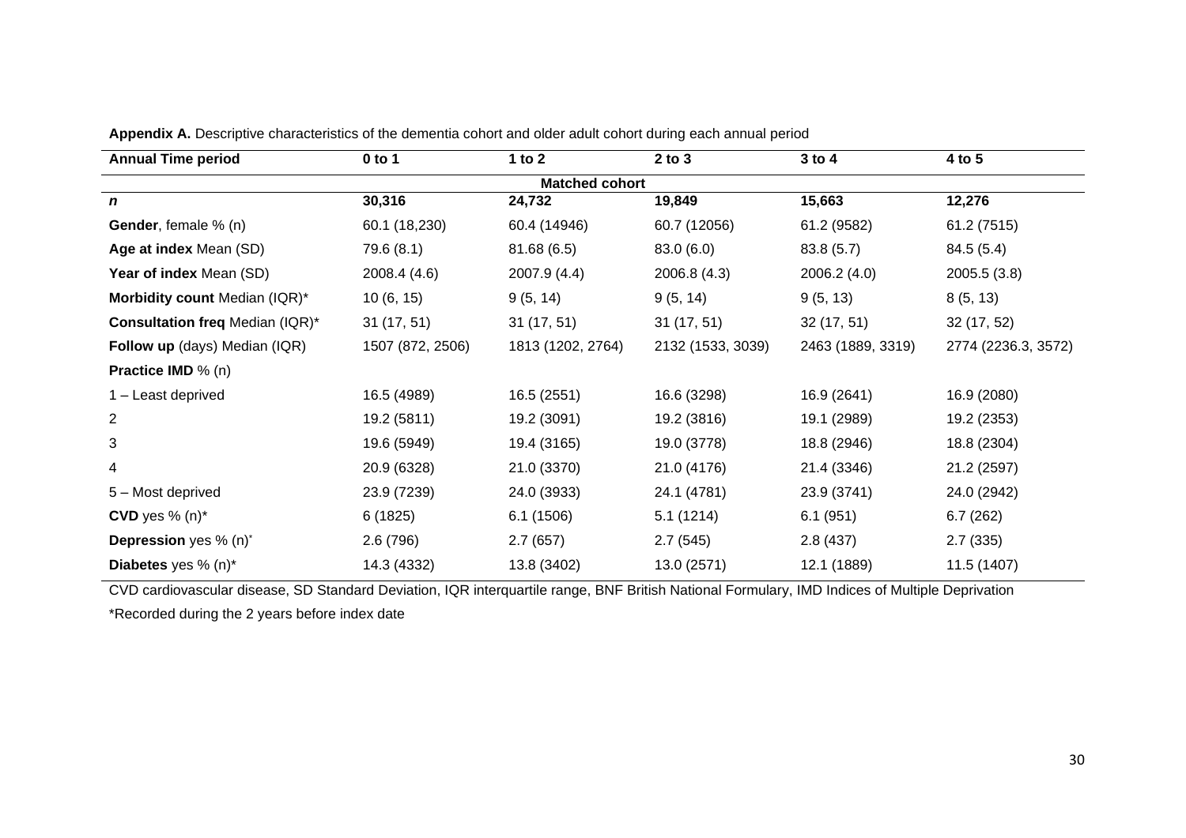**Appendix A.** Descriptive characteristics of the dementia cohort and older adult cohort during each annual period

| **Annual Time period** | **0 to 1** | **1 to 2** | **2 to 3** | **3 to 4** | **4 to 5** |
|---|---|---|---|---|---|
| | | **Matched cohort** | | | |
| ***n*** | **30,316** | **24,732** | **19,849** | **15,663** | **12,276** |
| **Gender**, female % (n) | 60.1 (18,230) | 60.4 (14946) | 60.7 (12056) | 61.2 (9582) | 61.2 (7515) |
| **Age at index** Mean (SD) | 79.6 (8.1) | 81.68 (6.5) | 83.0 (6.0) | 83.8 (5.7) | 84.5 (5.4) |
| **Year of index** Mean (SD) | 2008.4 (4.6) | 2007.9 (4.4) | 2006.8 (4.3) | 2006.2 (4.0) | 2005.5 (3.8) |
| **Morbidity count** Median (IQR)* | 10 (6, 15) | 9 (5, 14) | 9 (5, 14) | 9 (5, 13) | 8 (5, 13) |
| **Consultation freq** Median (IQR)* | 31 (17, 51) | 31 (17, 51) | 31 (17, 51) | 32 (17, 51) | 32 (17, 52) |
| **Follow up** (days) Median (IQR) | 1507 (872, 2506) | 1813 (1202, 2764) | 2132 (1533, 3039) | 2463 (1889, 3319) | 2774 (2236.3, 3572) |
| **Practice IMD** % (n) | | | | | |
| 1 – Least deprived | 16.5 (4989) | 16.5 (2551) | 16.6 (3298) | 16.9 (2641) | 16.9 (2080) |
| 2 | 19.2 (5811) | 19.2 (3091) | 19.2 (3816) | 19.1 (2989) | 19.2 (2353) |
| 3 | 19.6 (5949) | 19.4 (3165) | 19.0 (3778) | 18.8 (2946) | 18.8 (2304) |
| 4 | 20.9 (6328) | 21.0 (3370) | 21.0 (4176) | 21.4 (3346) | 21.2 (2597) |
| 5 – Most deprived | 23.9 (7239) | 24.0 (3933) | 24.1 (4781) | 23.9 (3741) | 24.0 (2942) |
| **CVD** yes % (n)* | 6 (1825) | 6.1 (1506) | 5.1 (1214) | 6.1 (951) | 6.7 (262) |
| **Depression** yes % (n)* | 2.6 (796) | 2.7 (657) | 2.7 (545) | 2.8 (437) | 2.7 (335) |
| **Diabetes** yes % (n)* | 14.3 (4332) | 13.8 (3402) | 13.0 (2571) | 12.1 (1889) | 11.5 (1407) |

CVD cardiovascular disease, SD Standard Deviation, IQR interquartile range, BNF British National Formulary, IMD Indices of Multiple Deprivation

*Recorded during the 2 years before index date